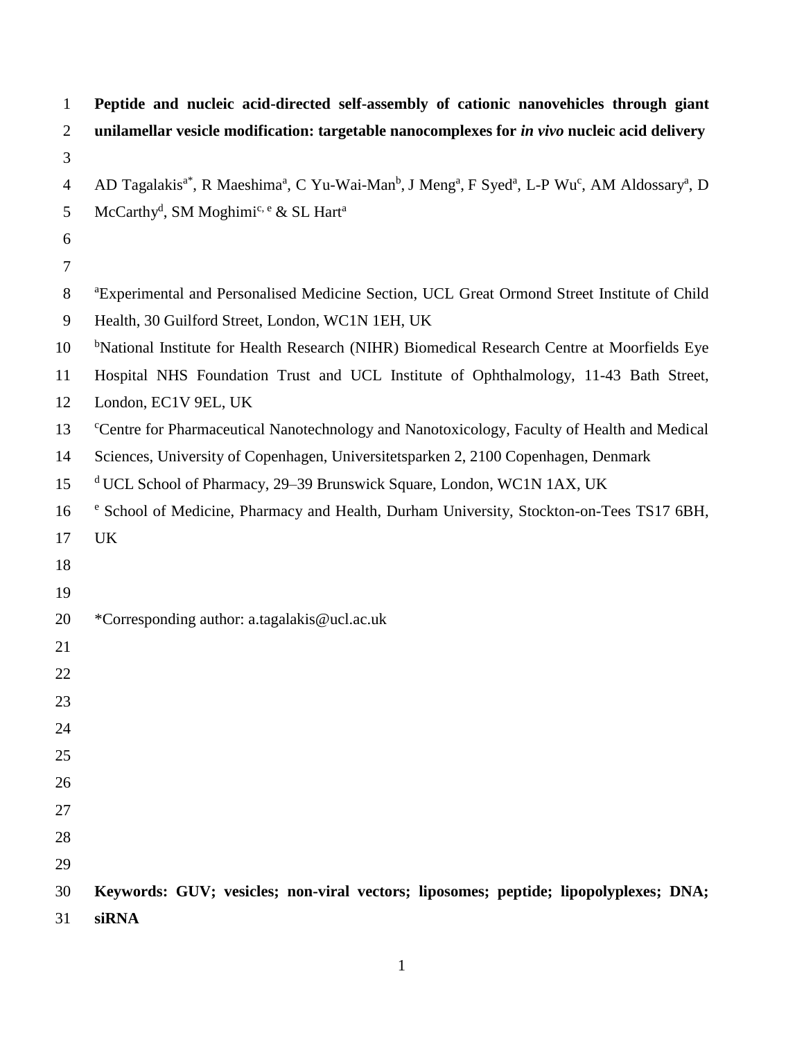# Peptide and nucleic acid-directed self-assembly of cationic nanovehicles through giant unilamellar vesicle modification: targetable nanocomplexes for *in vivo* nucleic acid delivery

AD Tagalakis[a*], R Maeshima[a], C Yu-Wai-Man[b], J Meng[a], F Syed[a], L-P Wu[c], AM Aldossary[a], D McCarthy[d], SM Moghimi[c, e] & SL Hart[a]

[a]Experimental and Personalised Medicine Section, UCL Great Ormond Street Institute of Child Health, 30 Guilford Street, London, WC1N 1EH, UK

[b]National Institute for Health Research (NIHR) Biomedical Research Centre at Moorfields Eye Hospital NHS Foundation Trust and UCL Institute of Ophthalmology, 11-43 Bath Street, London, EC1V 9EL, UK

[c]Centre for Pharmaceutical Nanotechnology and Nanotoxicology, Faculty of Health and Medical Sciences, University of Copenhagen, Universitetsparken 2, 2100 Copenhagen, Denmark

[d] UCL School of Pharmacy, 29–39 Brunswick Square, London, WC1N 1AX, UK

[e] School of Medicine, Pharmacy and Health, Durham University, Stockton-on-Tees TS17 6BH, UK

*Corresponding author: a.tagalakis@ucl.ac.uk

**Keywords: GUV; vesicles; non-viral vectors; liposomes; peptide; lipopolyplexes; DNA; siRNA**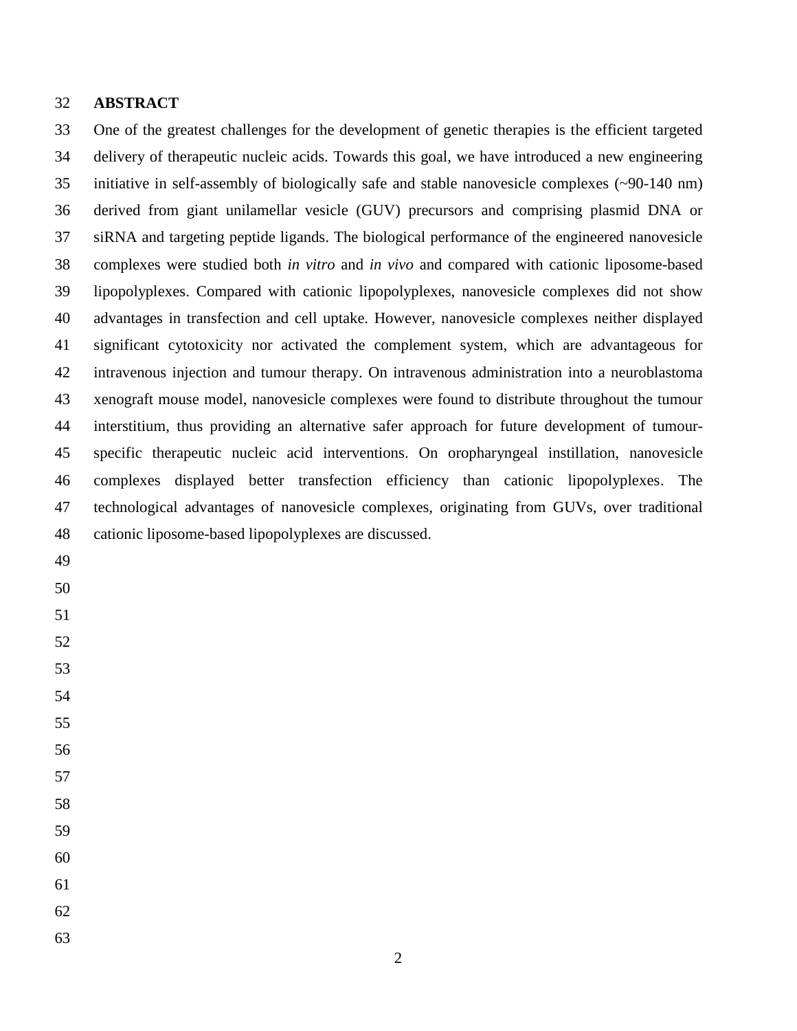## ABSTRACT

One of the greatest challenges for the development of genetic therapies is the efficient targeted delivery of therapeutic nucleic acids. Towards this goal, we have introduced a new engineering initiative in self-assembly of biologically safe and stable nanovesicle complexes (~90-140 nm) derived from giant unilamellar vesicle (GUV) precursors and comprising plasmid DNA or siRNA and targeting peptide ligands. The biological performance of the engineered nanovesicle complexes were studied both *in vitro* and *in vivo* and compared with cationic liposome-based lipopolyplexes. Compared with cationic lipopolyplexes, nanovesicle complexes did not show advantages in transfection and cell uptake. However, nanovesicle complexes neither displayed significant cytotoxicity nor activated the complement system, which are advantageous for intravenous injection and tumour therapy. On intravenous administration into a neuroblastoma xenograft mouse model, nanovesicle complexes were found to distribute throughout the tumour interstitium, thus providing an alternative safer approach for future development of tumour-specific therapeutic nucleic acid interventions. On oropharyngeal instillation, nanovesicle complexes displayed better transfection efficiency than cationic lipopolyplexes. The technological advantages of nanovesicle complexes, originating from GUVs, over traditional cationic liposome-based lipopolyplexes are discussed.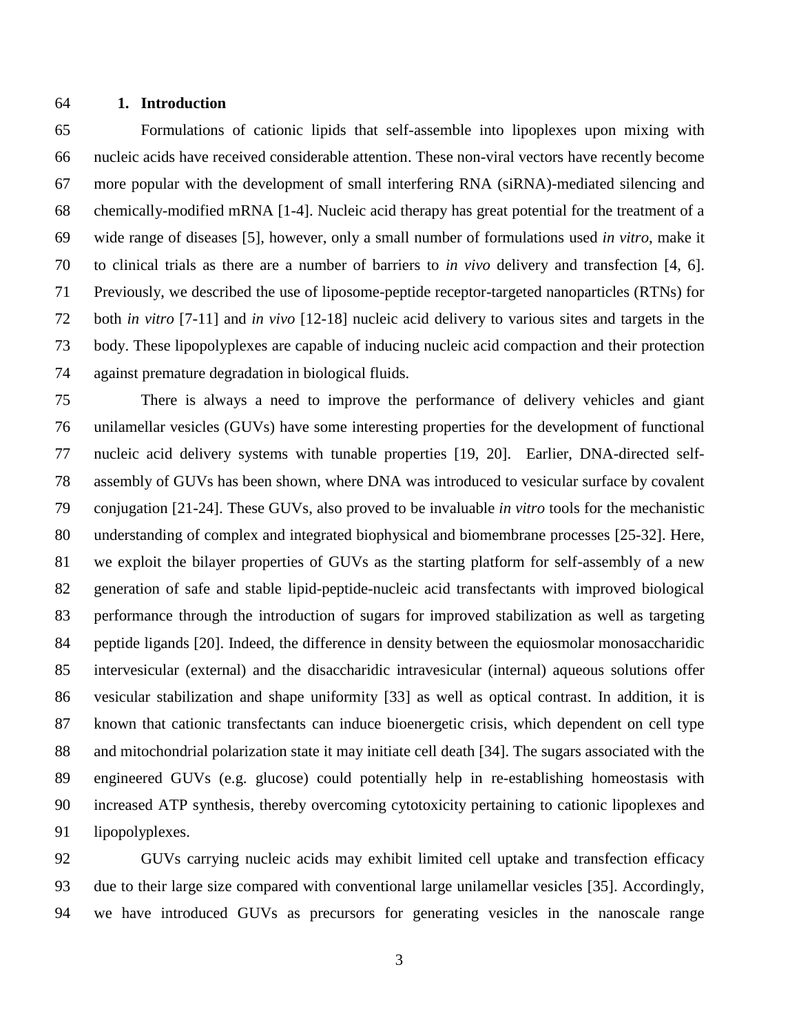## 1. Introduction

Formulations of cationic lipids that self-assemble into lipoplexes upon mixing with nucleic acids have received considerable attention. These non-viral vectors have recently become more popular with the development of small interfering RNA (siRNA)-mediated silencing and chemically-modified mRNA [1-4]. Nucleic acid therapy has great potential for the treatment of a wide range of diseases [5], however, only a small number of formulations used *in vitro*, make it to clinical trials as there are a number of barriers to *in vivo* delivery and transfection [4, 6]. Previously, we described the use of liposome-peptide receptor-targeted nanoparticles (RTNs) for both *in vitro* [7-11] and *in vivo* [12-18] nucleic acid delivery to various sites and targets in the body. These lipopolyplexes are capable of inducing nucleic acid compaction and their protection against premature degradation in biological fluids.

There is always a need to improve the performance of delivery vehicles and giant unilamellar vesicles (GUVs) have some interesting properties for the development of functional nucleic acid delivery systems with tunable properties [19, 20]. Earlier, DNA-directed self-assembly of GUVs has been shown, where DNA was introduced to vesicular surface by covalent conjugation [21-24]. These GUVs, also proved to be invaluable *in vitro* tools for the mechanistic understanding of complex and integrated biophysical and biomembrane processes [25-32]. Here, we exploit the bilayer properties of GUVs as the starting platform for self-assembly of a new generation of safe and stable lipid-peptide-nucleic acid transfectants with improved biological performance through the introduction of sugars for improved stabilization as well as targeting peptide ligands [20]. Indeed, the difference in density between the equiosmolar monosaccharidic intervesicular (external) and the disaccharidic intravesicular (internal) aqueous solutions offer vesicular stabilization and shape uniformity [33] as well as optical contrast. In addition, it is known that cationic transfectants can induce bioenergetic crisis, which dependent on cell type and mitochondrial polarization state it may initiate cell death [34]. The sugars associated with the engineered GUVs (e.g. glucose) could potentially help in re-establishing homeostasis with increased ATP synthesis, thereby overcoming cytotoxicity pertaining to cationic lipoplexes and lipopolyplexes.

GUVs carrying nucleic acids may exhibit limited cell uptake and transfection efficacy due to their large size compared with conventional large unilamellar vesicles [35]. Accordingly, we have introduced GUVs as precursors for generating vesicles in the nanoscale range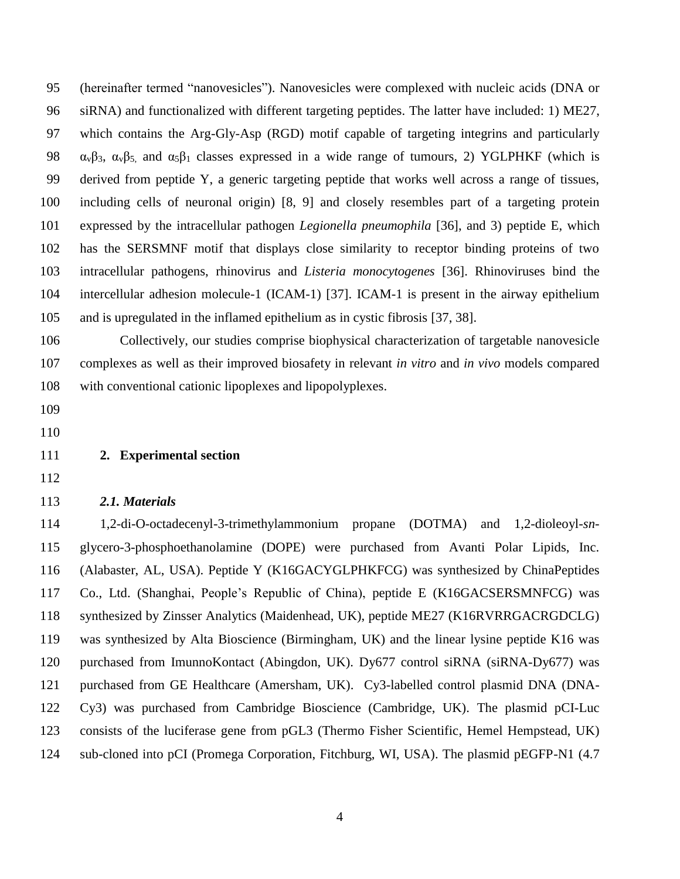(hereinafter termed “nanovesicles”). Nanovesicles were complexed with nucleic acids (DNA or siRNA) and functionalized with different targeting peptides. The latter have included: 1) ME27, which contains the Arg-Gly-Asp (RGD) motif capable of targeting integrins and particularly $\alpha_v\beta_3$, $\alpha_v\beta_5$, and $\alpha_5\beta_1$ classes expressed in a wide range of tumours, 2) YGLPHKF (which is derived from peptide Y, a generic targeting peptide that works well across a range of tissues, including cells of neuronal origin) [8, 9] and closely resembles part of a targeting protein expressed by the intracellular pathogen *Legionella pneumophila* [36], and 3) peptide E, which has the SERSMNF motif that displays close similarity to receptor binding proteins of two intracellular pathogens, rhinovirus and *Listeria monocytogenes* [36]. Rhinoviruses bind the intercellular adhesion molecule-1 (ICAM-1) [37]. ICAM-1 is present in the airway epithelium and is upregulated in the inflamed epithelium as in cystic fibrosis [37, 38].

Collectively, our studies comprise biophysical characterization of targetable nanovesicle complexes as well as their improved biosafety in relevant *in vitro* and *in vivo* models compared with conventional cationic lipoplexes and lipopolyplexes.

## 2. Experimental section

### *2.1. Materials*

1,2-di-O-octadecenyl-3-trimethylammonium propane (DOTMA) and 1,2-dioleoyl-*sn*-glycero-3-phosphoethanolamine (DOPE) were purchased from Avanti Polar Lipids, Inc. (Alabaster, AL, USA). Peptide Y (K16GACYGLPHKFCG) was synthesized by ChinaPeptides Co., Ltd. (Shanghai, People’s Republic of China), peptide E (K16GACSERSMNFCG) was synthesized by Zinsser Analytics (Maidenhead, UK), peptide ME27 (K16RVRRGACRGDCLG) was synthesized by Alta Bioscience (Birmingham, UK) and the linear lysine peptide K16 was purchased from ImunnoKontact (Abingdon, UK). Dy677 control siRNA (siRNA-Dy677) was purchased from GE Healthcare (Amersham, UK). Cy3-labelled control plasmid DNA (DNA-Cy3) was purchased from Cambridge Bioscience (Cambridge, UK). The plasmid pCI-Luc consists of the luciferase gene from pGL3 (Thermo Fisher Scientific, Hemel Hempstead, UK) sub-cloned into pCI (Promega Corporation, Fitchburg, WI, USA). The plasmid pEGFP-N1 (4.7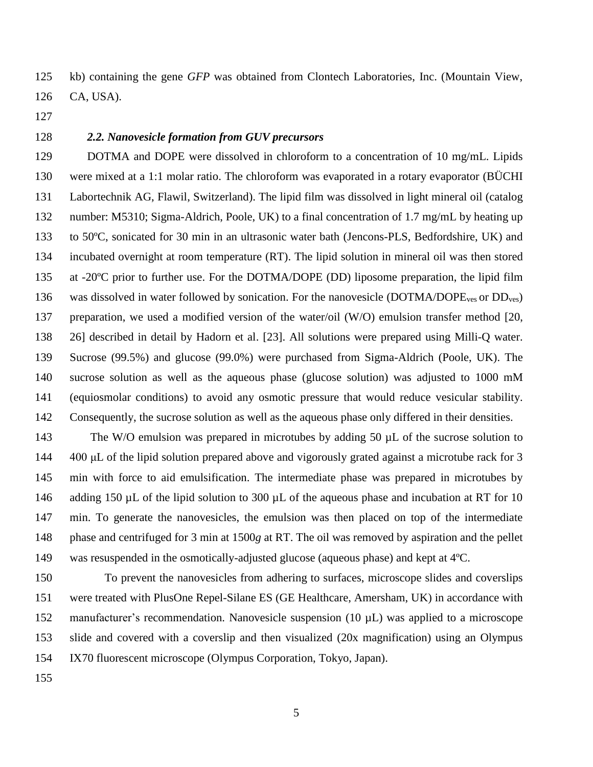kb) containing the gene *GFP* was obtained from Clontech Laboratories, Inc. (Mountain View, CA, USA).

### *2.2. Nanovesicle formation from GUV precursors*

DOTMA and DOPE were dissolved in chloroform to a concentration of 10 mg/mL. Lipids were mixed at a 1:1 molar ratio. The chloroform was evaporated in a rotary evaporator (BÜCHI Labortechnik AG, Flawil, Switzerland). The lipid film was dissolved in light mineral oil (catalog number: M5310; Sigma-Aldrich, Poole, UK) to a final concentration of 1.7 mg/mL by heating up to 50ºC, sonicated for 30 min in an ultrasonic water bath (Jencons-PLS, Bedfordshire, UK) and incubated overnight at room temperature (RT). The lipid solution in mineral oil was then stored at -20ºC prior to further use. For the DOTMA/DOPE (DD) liposome preparation, the lipid film was dissolved in water followed by sonication. For the nanovesicle ($DOTMA/DOPE_{ves}$ or $DD_{ves}$) preparation, we used a modified version of the water/oil (W/O) emulsion transfer method [20, 26] described in detail by Hadorn et al. [23]. All solutions were prepared using Milli-Q water. Sucrose (99.5%) and glucose (99.0%) were purchased from Sigma-Aldrich (Poole, UK). The sucrose solution as well as the aqueous phase (glucose solution) was adjusted to 1000 mM (equiosmolar conditions) to avoid any osmotic pressure that would reduce vesicular stability. Consequently, the sucrose solution as well as the aqueous phase only differed in their densities.

The W/O emulsion was prepared in microtubes by adding 50 µL of the sucrose solution to 400 µL of the lipid solution prepared above and vigorously grated against a microtube rack for 3 min with force to aid emulsification. The intermediate phase was prepared in microtubes by adding 150 µL of the lipid solution to 300 µL of the aqueous phase and incubation at RT for 10 min. To generate the nanovesicles, the emulsion was then placed on top of the intermediate phase and centrifuged for 3 min at 1500*g* at RT. The oil was removed by aspiration and the pellet was resuspended in the osmotically-adjusted glucose (aqueous phase) and kept at 4ºC.

To prevent the nanovesicles from adhering to surfaces, microscope slides and coverslips were treated with PlusOne Repel-Silane ES (GE Healthcare, Amersham, UK) in accordance with manufacturer's recommendation. Nanovesicle suspension (10 µL) was applied to a microscope slide and covered with a coverslip and then visualized (20x magnification) using an Olympus IX70 fluorescent microscope (Olympus Corporation, Tokyo, Japan).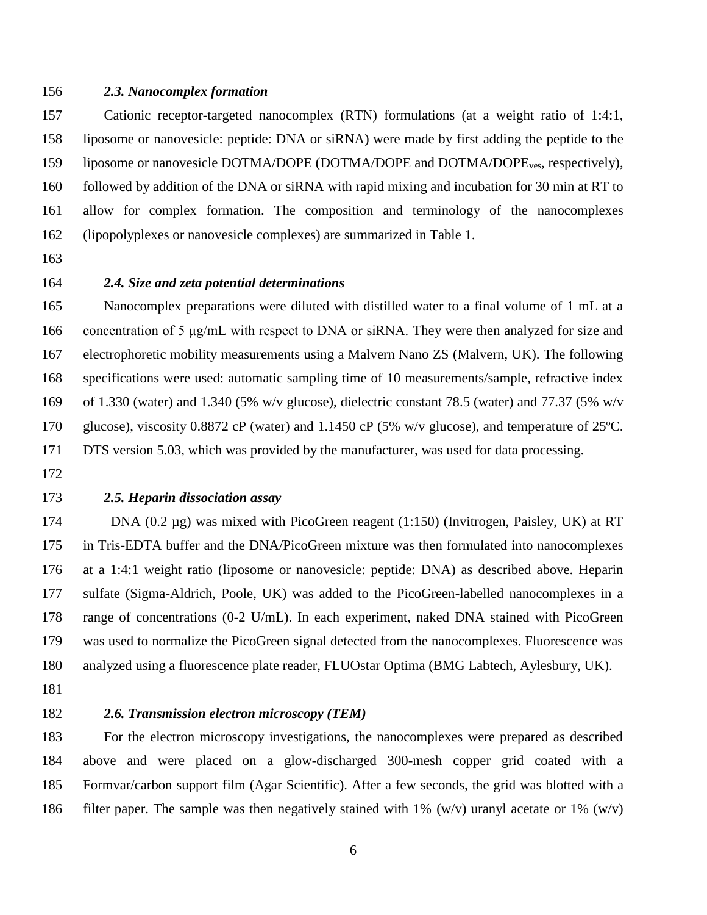### *2.3. Nanocomplex formation*

Cationic receptor-targeted nanocomplex (RTN) formulations (at a weight ratio of 1:4:1, liposome or nanovesicle: peptide: DNA or siRNA) were made by first adding the peptide to the liposome or nanovesicle DOTMA/DOPE (DOTMA/DOPE and DOTMA/DOPE$_{ves}$, respectively), followed by addition of the DNA or siRNA with rapid mixing and incubation for 30 min at RT to allow for complex formation. The composition and terminology of the nanocomplexes (lipopolyplexes or nanovesicle complexes) are summarized in Table 1.

### *2.4. Size and zeta potential determinations*

Nanocomplex preparations were diluted with distilled water to a final volume of 1 mL at a concentration of 5 μg/mL with respect to DNA or siRNA. They were then analyzed for size and electrophoretic mobility measurements using a Malvern Nano ZS (Malvern, UK). The following specifications were used: automatic sampling time of 10 measurements/sample, refractive index of 1.330 (water) and 1.340 (5% w/v glucose), dielectric constant 78.5 (water) and 77.37 (5% w/v glucose), viscosity 0.8872 cP (water) and 1.1450 cP (5% w/v glucose), and temperature of 25ºC. DTS version 5.03, which was provided by the manufacturer, was used for data processing.

### *2.5. Heparin dissociation assay*

DNA (0.2 µg) was mixed with PicoGreen reagent (1:150) (Invitrogen, Paisley, UK) at RT in Tris-EDTA buffer and the DNA/PicoGreen mixture was then formulated into nanocomplexes at a 1:4:1 weight ratio (liposome or nanovesicle: peptide: DNA) as described above. Heparin sulfate (Sigma-Aldrich, Poole, UK) was added to the PicoGreen-labelled nanocomplexes in a range of concentrations (0-2 U/mL). In each experiment, naked DNA stained with PicoGreen was used to normalize the PicoGreen signal detected from the nanocomplexes. Fluorescence was analyzed using a fluorescence plate reader, FLUOstar Optima (BMG Labtech, Aylesbury, UK).

### *2.6. Transmission electron microscopy (TEM)*

For the electron microscopy investigations, the nanocomplexes were prepared as described above and were placed on a glow-discharged 300-mesh copper grid coated with a Formvar/carbon support film (Agar Scientific). After a few seconds, the grid was blotted with a filter paper. The sample was then negatively stained with 1% (w/v) uranyl acetate or 1% (w/v)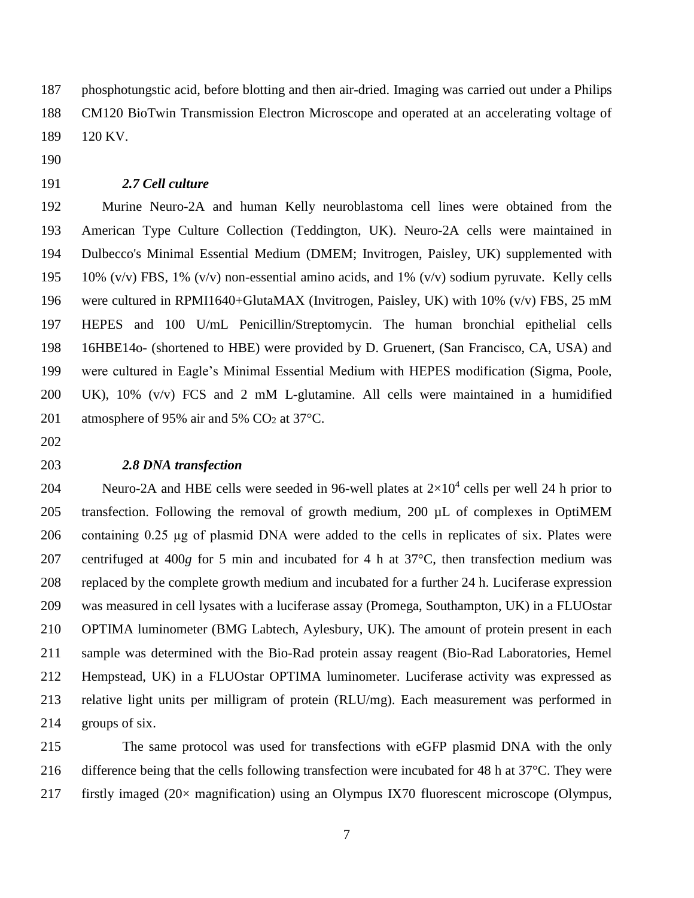phosphotungstic acid, before blotting and then air-dried. Imaging was carried out under a Philips CM120 BioTwin Transmission Electron Microscope and operated at an accelerating voltage of 120 KV.

### *2.7 Cell culture*

Murine Neuro-2A and human Kelly neuroblastoma cell lines were obtained from the American Type Culture Collection (Teddington, UK). Neuro-2A cells were maintained in Dulbecco's Minimal Essential Medium (DMEM; Invitrogen, Paisley, UK) supplemented with 10% (v/v) FBS, 1% (v/v) non-essential amino acids, and 1% (v/v) sodium pyruvate. Kelly cells were cultured in RPMI1640+GlutaMAX (Invitrogen, Paisley, UK) with 10% (v/v) FBS, 25 mM HEPES and 100 U/mL Penicillin/Streptomycin. The human bronchial epithelial cells 16HBE14o- (shortened to HBE) were provided by D. Gruenert, (San Francisco, CA, USA) and were cultured in Eagle's Minimal Essential Medium with HEPES modification (Sigma, Poole, UK), 10% (v/v) FCS and 2 mM L-glutamine. All cells were maintained in a humidified atmosphere of 95% air and 5% $CO_2$ at 37°C.

### *2.8 DNA transfection*

Neuro-2A and HBE cells were seeded in 96-well plates at $2\times10^4$ cells per well 24 h prior to transfection. Following the removal of growth medium, 200 µL of complexes in OptiMEM containing 0.25 µg of plasmid DNA were added to the cells in replicates of six. Plates were centrifuged at 400*g* for 5 min and incubated for 4 h at 37°C, then transfection medium was replaced by the complete growth medium and incubated for a further 24 h. Luciferase expression was measured in cell lysates with a luciferase assay (Promega, Southampton, UK) in a FLUOstar OPTIMA luminometer (BMG Labtech, Aylesbury, UK). The amount of protein present in each sample was determined with the Bio-Rad protein assay reagent (Bio-Rad Laboratories, Hemel Hempstead, UK) in a FLUOstar OPTIMA luminometer. Luciferase activity was expressed as relative light units per milligram of protein (RLU/mg). Each measurement was performed in groups of six.

The same protocol was used for transfections with eGFP plasmid DNA with the only difference being that the cells following transfection were incubated for 48 h at 37°C. They were firstly imaged (20× magnification) using an Olympus IX70 fluorescent microscope (Olympus,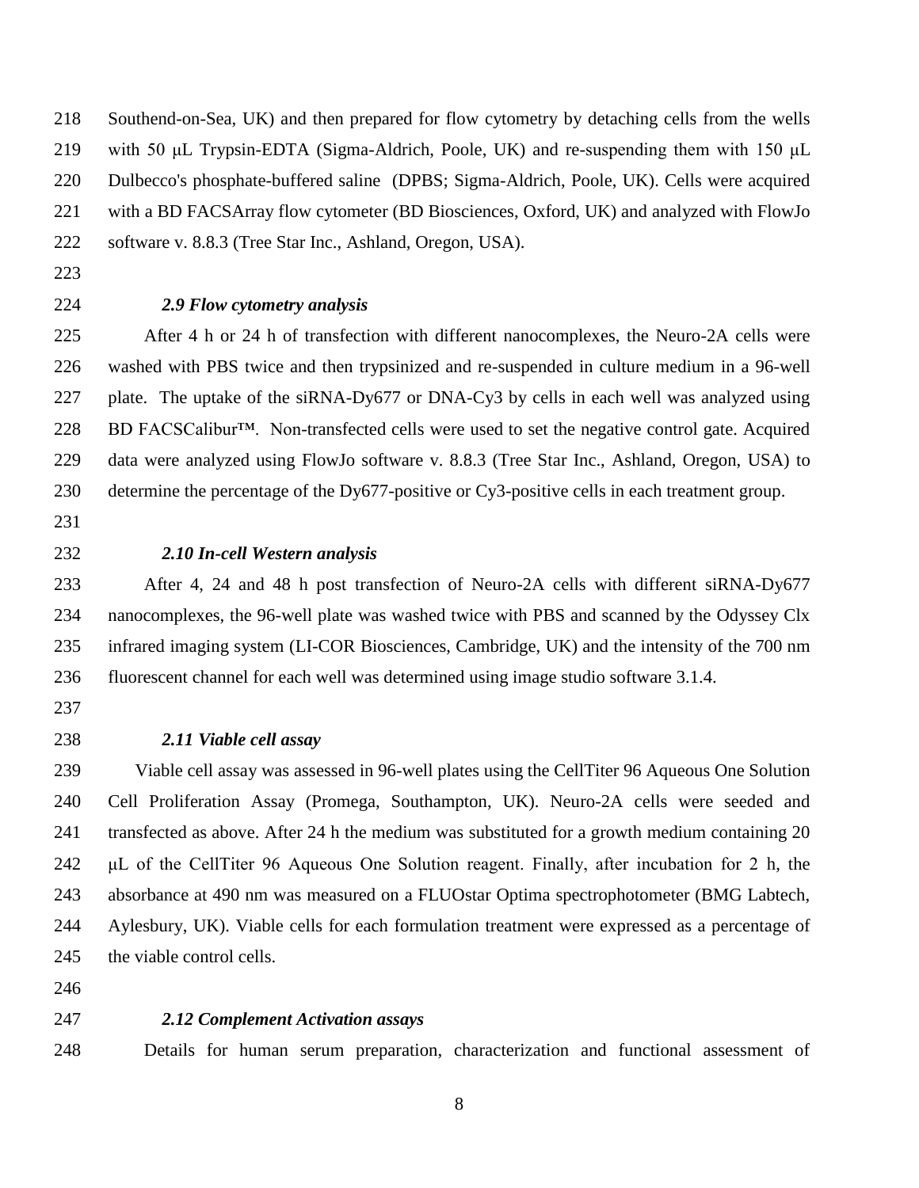Southend-on-Sea, UK) and then prepared for flow cytometry by detaching cells from the wells with 50 μL Trypsin-EDTA (Sigma-Aldrich, Poole, UK) and re-suspending them with 150 μL Dulbecco's phosphate-buffered saline (DPBS; Sigma-Aldrich, Poole, UK). Cells were acquired with a BD FACSArray flow cytometer (BD Biosciences, Oxford, UK) and analyzed with FlowJo software v. 8.8.3 (Tree Star Inc., Ashland, Oregon, USA).

### *2.9 Flow cytometry analysis*

After 4 h or 24 h of transfection with different nanocomplexes, the Neuro-2A cells were washed with PBS twice and then trypsinized and re-suspended in culture medium in a 96-well plate. The uptake of the siRNA-Dy677 or DNA-Cy3 by cells in each well was analyzed using BD FACSCalibur™. Non-transfected cells were used to set the negative control gate. Acquired data were analyzed using FlowJo software v. 8.8.3 (Tree Star Inc., Ashland, Oregon, USA) to determine the percentage of the Dy677-positive or Cy3-positive cells in each treatment group.

### *2.10 In-cell Western analysis*

After 4, 24 and 48 h post transfection of Neuro-2A cells with different siRNA-Dy677 nanocomplexes, the 96-well plate was washed twice with PBS and scanned by the Odyssey Clx infrared imaging system (LI-COR Biosciences, Cambridge, UK) and the intensity of the 700 nm fluorescent channel for each well was determined using image studio software 3.1.4.

### *2.11 Viable cell assay*

Viable cell assay was assessed in 96-well plates using the CellTiter 96 Aqueous One Solution Cell Proliferation Assay (Promega, Southampton, UK). Neuro-2A cells were seeded and transfected as above. After 24 h the medium was substituted for a growth medium containing 20 μL of the CellTiter 96 Aqueous One Solution reagent. Finally, after incubation for 2 h, the absorbance at 490 nm was measured on a FLUOstar Optima spectrophotometer (BMG Labtech, Aylesbury, UK). Viable cells for each formulation treatment were expressed as a percentage of the viable control cells.

### *2.12 Complement Activation assays*

Details for human serum preparation, characterization and functional assessment of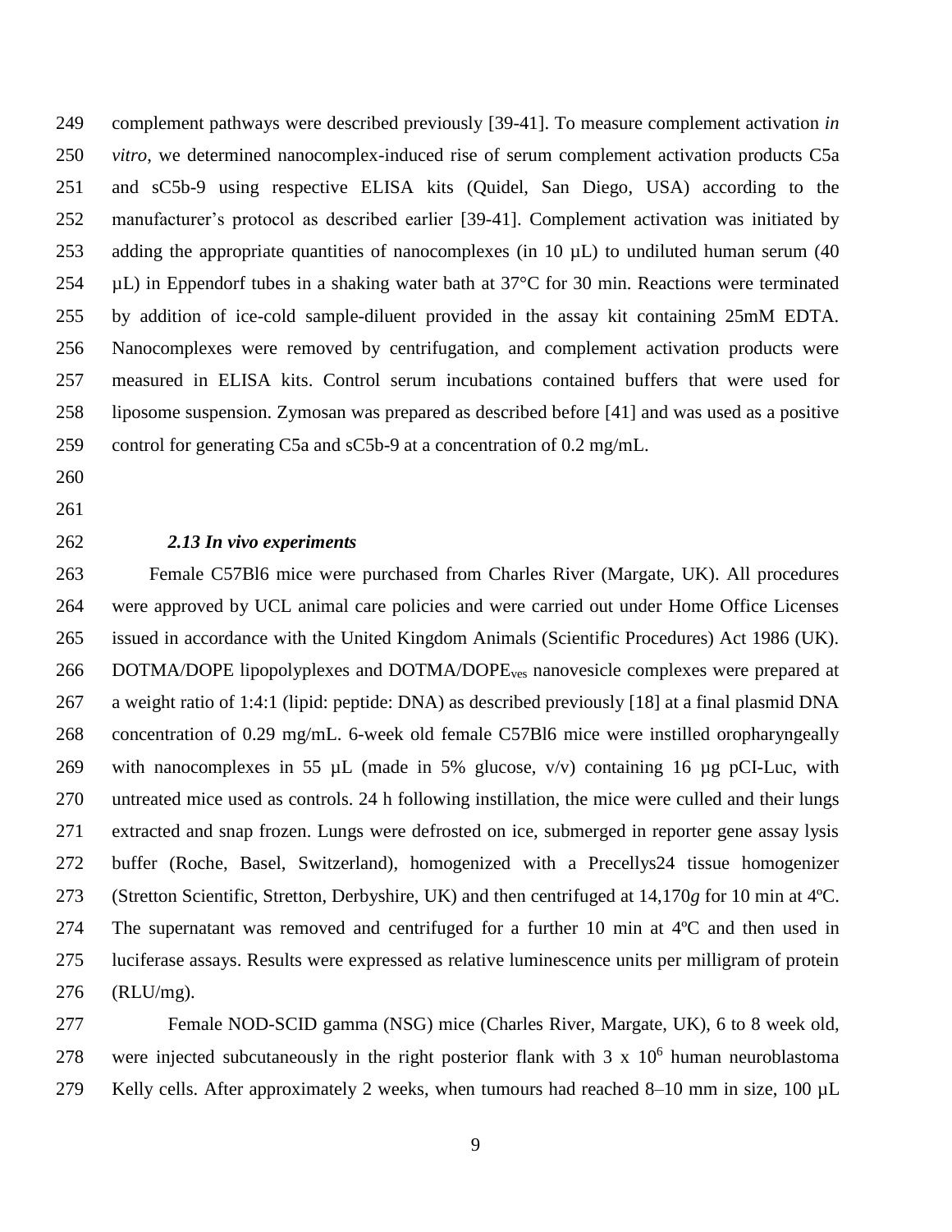complement pathways were described previously [39-41]. To measure complement activation *in vitro*, we determined nanocomplex-induced rise of serum complement activation products C5a and sC5b-9 using respective ELISA kits (Quidel, San Diego, USA) according to the manufacturer's protocol as described earlier [39-41]. Complement activation was initiated by adding the appropriate quantities of nanocomplexes (in 10 µL) to undiluted human serum (40 µL) in Eppendorf tubes in a shaking water bath at 37°C for 30 min. Reactions were terminated by addition of ice-cold sample-diluent provided in the assay kit containing 25mM EDTA. Nanocomplexes were removed by centrifugation, and complement activation products were measured in ELISA kits. Control serum incubations contained buffers that were used for liposome suspension. Zymosan was prepared as described before [41] and was used as a positive control for generating C5a and sC5b-9 at a concentration of 0.2 mg/mL.

### *2.13 In vivo experiments*

Female C57Bl6 mice were purchased from Charles River (Margate, UK). All procedures were approved by UCL animal care policies and were carried out under Home Office Licenses issued in accordance with the United Kingdom Animals (Scientific Procedures) Act 1986 (UK). DOTMA/DOPE lipopolyplexes and DOTMA/DOPE$_{ves}$ nanovesicle complexes were prepared at a weight ratio of 1:4:1 (lipid: peptide: DNA) as described previously [18] at a final plasmid DNA concentration of 0.29 mg/mL. 6-week old female C57Bl6 mice were instilled oropharyngeally with nanocomplexes in 55 µL (made in 5% glucose, v/v) containing 16 µg pCI-Luc, with untreated mice used as controls. 24 h following instillation, the mice were culled and their lungs extracted and snap frozen. Lungs were defrosted on ice, submerged in reporter gene assay lysis buffer (Roche, Basel, Switzerland), homogenized with a Precellys24 tissue homogenizer (Stretton Scientific, Stretton, Derbyshire, UK) and then centrifuged at 14,170*g* for 10 min at 4ºC. The supernatant was removed and centrifuged for a further 10 min at 4ºC and then used in luciferase assays. Results were expressed as relative luminescence units per milligram of protein (RLU/mg).

Female NOD-SCID gamma (NSG) mice (Charles River, Margate, UK), 6 to 8 week old, were injected subcutaneously in the right posterior flank with $3 \times 10^6$ human neuroblastoma Kelly cells. After approximately 2 weeks, when tumours had reached 8–10 mm in size, 100 µL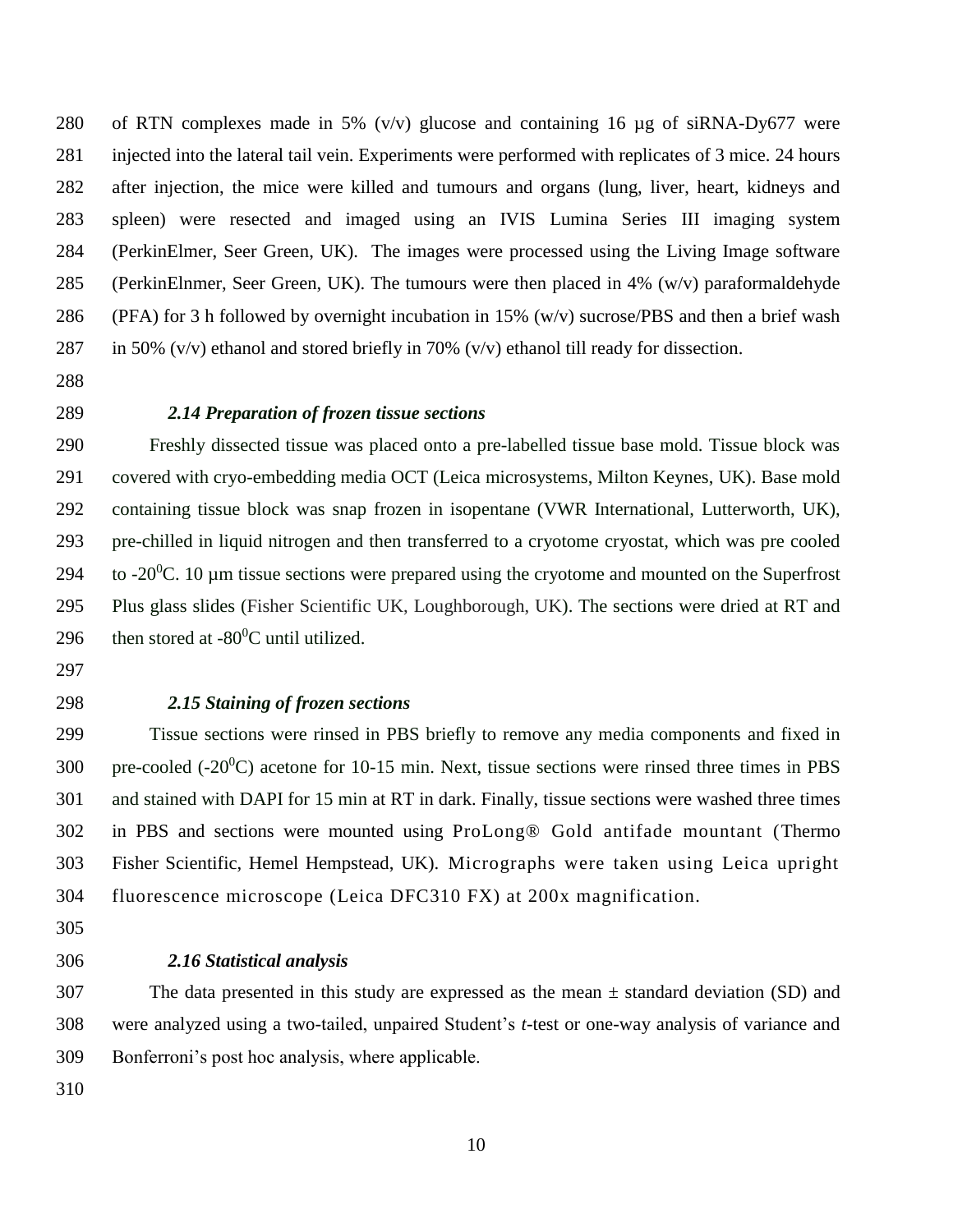of RTN complexes made in 5% (v/v) glucose and containing 16 µg of siRNA-Dy677 were injected into the lateral tail vein. Experiments were performed with replicates of 3 mice. 24 hours after injection, the mice were killed and tumours and organs (lung, liver, heart, kidneys and spleen) were resected and imaged using an IVIS Lumina Series III imaging system (PerkinElmer, Seer Green, UK). The images were processed using the Living Image software (PerkinElnmer, Seer Green, UK). The tumours were then placed in 4% (w/v) paraformaldehyde (PFA) for 3 h followed by overnight incubation in 15% (w/v) sucrose/PBS and then a brief wash in 50% (v/v) ethanol and stored briefly in 70% (v/v) ethanol till ready for dissection.

### *2.14 Preparation of frozen tissue sections*

Freshly dissected tissue was placed onto a pre-labelled tissue base mold. Tissue block was covered with cryo-embedding media OCT (Leica microsystems, Milton Keynes, UK). Base mold containing tissue block was snap frozen in isopentane (VWR International, Lutterworth, UK), pre-chilled in liquid nitrogen and then transferred to a cryotome cryostat, which was pre cooled to -20$^0$C. 10 µm tissue sections were prepared using the cryotome and mounted on the Superfrost Plus glass slides (Fisher Scientific UK, Loughborough, UK). The sections were dried at RT and then stored at -80$^0$C until utilized.

### *2.15 Staining of frozen sections*

Tissue sections were rinsed in PBS briefly to remove any media components and fixed in pre-cooled (-20$^0$C) acetone for 10-15 min. Next, tissue sections were rinsed three times in PBS and stained with DAPI for 15 min at RT in dark. Finally, tissue sections were washed three times in PBS and sections were mounted using ProLong® Gold antifade mountant (Thermo Fisher Scientific, Hemel Hempstead, UK). Micrographs were taken using Leica upright fluorescence microscope (Leica DFC310 FX) at 200x magnification.

### *2.16 Statistical analysis*

The data presented in this study are expressed as the mean ± standard deviation (SD) and were analyzed using a two-tailed, unpaired Student's *t*-test or one-way analysis of variance and Bonferroni's post hoc analysis, where applicable.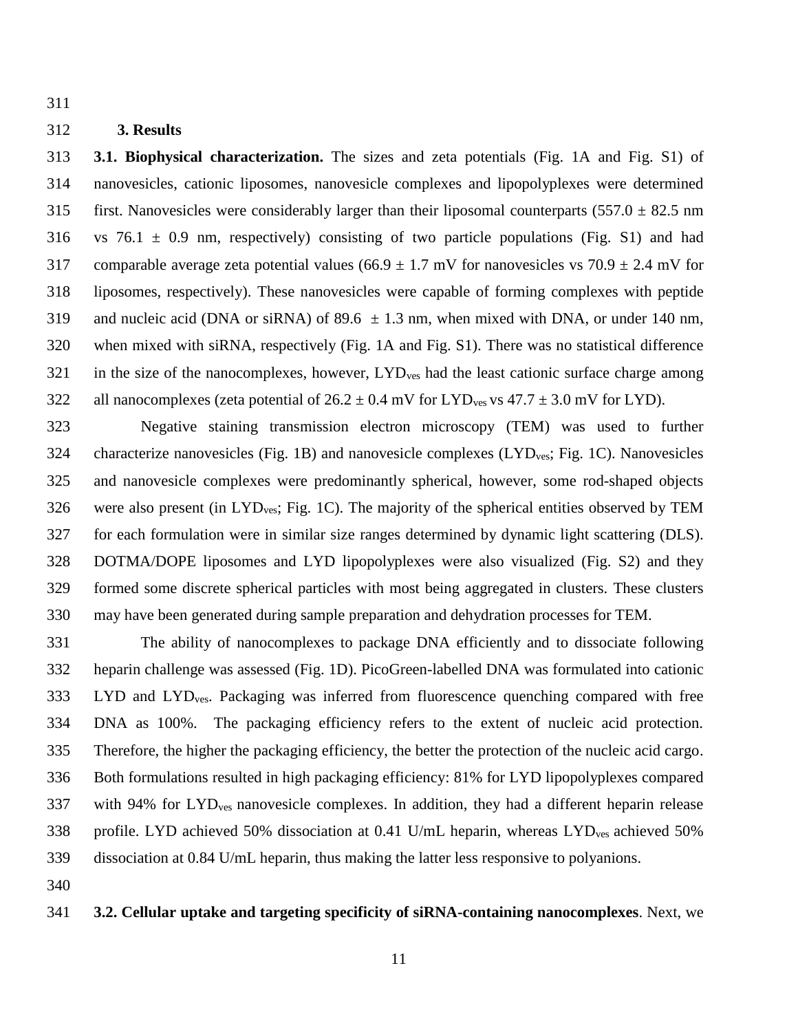## 3. Results

**3.1. Biophysical characterization.** The sizes and zeta potentials (Fig. 1A and Fig. S1) of nanovesicles, cationic liposomes, nanovesicle complexes and lipopolyplexes were determined first. Nanovesicles were considerably larger than their liposomal counterparts ($557.0 \pm 82.5$ nm vs $76.1 \pm 0.9$ nm, respectively) consisting of two particle populations (Fig. S1) and had comparable average zeta potential values ($66.9 \pm 1.7$ mV for nanovesicles vs $70.9 \pm 2.4$ mV for liposomes, respectively). These nanovesicles were capable of forming complexes with peptide and nucleic acid (DNA or siRNA) of $89.6 \pm 1.3$ nm, when mixed with DNA, or under 140 nm, when mixed with siRNA, respectively (Fig. 1A and Fig. S1). There was no statistical difference in the size of the nanocomplexes, however, $LYD_{ves}$ had the least cationic surface charge among all nanocomplexes (zeta potential of $26.2 \pm 0.4$ mV for $LYD_{ves}$ vs $47.7 \pm 3.0$ mV for LYD).

Negative staining transmission electron microscopy (TEM) was used to further characterize nanovesicles (Fig. 1B) and nanovesicle complexes ($LYD_{ves}$; Fig. 1C). Nanovesicles and nanovesicle complexes were predominantly spherical, however, some rod-shaped objects were also present (in $LYD_{ves}$; Fig. 1C). The majority of the spherical entities observed by TEM for each formulation were in similar size ranges determined by dynamic light scattering (DLS). DOTMA/DOPE liposomes and LYD lipopolyplexes were also visualized (Fig. S2) and they formed some discrete spherical particles with most being aggregated in clusters. These clusters may have been generated during sample preparation and dehydration processes for TEM.

The ability of nanocomplexes to package DNA efficiently and to dissociate following heparin challenge was assessed (Fig. 1D). PicoGreen-labelled DNA was formulated into cationic LYD and $LYD_{ves}$. Packaging was inferred from fluorescence quenching compared with free DNA as 100%. The packaging efficiency refers to the extent of nucleic acid protection. Therefore, the higher the packaging efficiency, the better the protection of the nucleic acid cargo. Both formulations resulted in high packaging efficiency: 81% for LYD lipopolyplexes compared with 94% for $LYD_{ves}$ nanovesicle complexes. In addition, they had a different heparin release profile. LYD achieved 50% dissociation at 0.41 U/mL heparin, whereas $LYD_{ves}$ achieved 50% dissociation at 0.84 U/mL heparin, thus making the latter less responsive to polyanions.

**3.2. Cellular uptake and targeting specificity of siRNA-containing nanocomplexes**. Next, we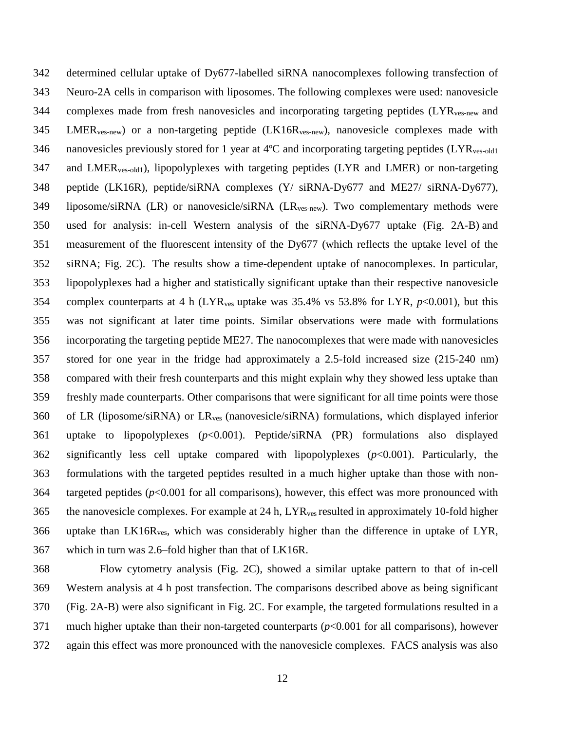determined cellular uptake of Dy677-labelled siRNA nanocomplexes following transfection of Neuro-2A cells in comparison with liposomes. The following complexes were used: nanovesicle complexes made from fresh nanovesicles and incorporating targeting peptides ($LYR_{ves\text{-}new}$ and $LMER_{ves\text{-}new}$) or a non-targeting peptide ($LK16R_{ves\text{-}new}$), nanovesicle complexes made with nanovesicles previously stored for 1 year at 4ºC and incorporating targeting peptides ($LYR_{ves\text{-}old1}$ and $LMER_{ves\text{-}old1}$), lipopolyplexes with targeting peptides (LYR and LMER) or non-targeting peptide (LK16R), peptide/siRNA complexes (Y/ siRNA-Dy677 and ME27/ siRNA-Dy677), liposome/siRNA (LR) or nanovesicle/siRNA ($LR_{ves\text{-}new}$). Two complementary methods were used for analysis: in-cell Western analysis of the siRNA-Dy677 uptake (Fig. 2A-B) and measurement of the fluorescent intensity of the Dy677 (which reflects the uptake level of the siRNA; Fig. 2C). The results show a time-dependent uptake of nanocomplexes. In particular, lipopolyplexes had a higher and statistically significant uptake than their respective nanovesicle complex counterparts at 4 h ($LYR_{ves}$ uptake was 35.4% vs 53.8% for LYR, $p<0.001$), but this was not significant at later time points. Similar observations were made with formulations incorporating the targeting peptide ME27. The nanocomplexes that were made with nanovesicles stored for one year in the fridge had approximately a 2.5-fold increased size (215-240 nm) compared with their fresh counterparts and this might explain why they showed less uptake than freshly made counterparts. Other comparisons that were significant for all time points were those of LR (liposome/siRNA) or $LR_{ves}$ (nanovesicle/siRNA) formulations, which displayed inferior uptake to lipopolyplexes ($p<0.001$). Peptide/siRNA (PR) formulations also displayed significantly less cell uptake compared with lipopolyplexes ($p<0.001$). Particularly, the formulations with the targeted peptides resulted in a much higher uptake than those with non-targeted peptides ($p<0.001$ for all comparisons), however, this effect was more pronounced with the nanovesicle complexes. For example at 24 h, $LYR_{ves}$ resulted in approximately 10-fold higher uptake than $LK16R_{ves}$, which was considerably higher than the difference in uptake of LYR, which in turn was 2.6–fold higher than that of LK16R.

Flow cytometry analysis (Fig. 2C), showed a similar uptake pattern to that of in-cell Western analysis at 4 h post transfection. The comparisons described above as being significant (Fig. 2A-B) were also significant in Fig. 2C. For example, the targeted formulations resulted in a much higher uptake than their non-targeted counterparts ($p<0.001$ for all comparisons), however again this effect was more pronounced with the nanovesicle complexes. FACS analysis was also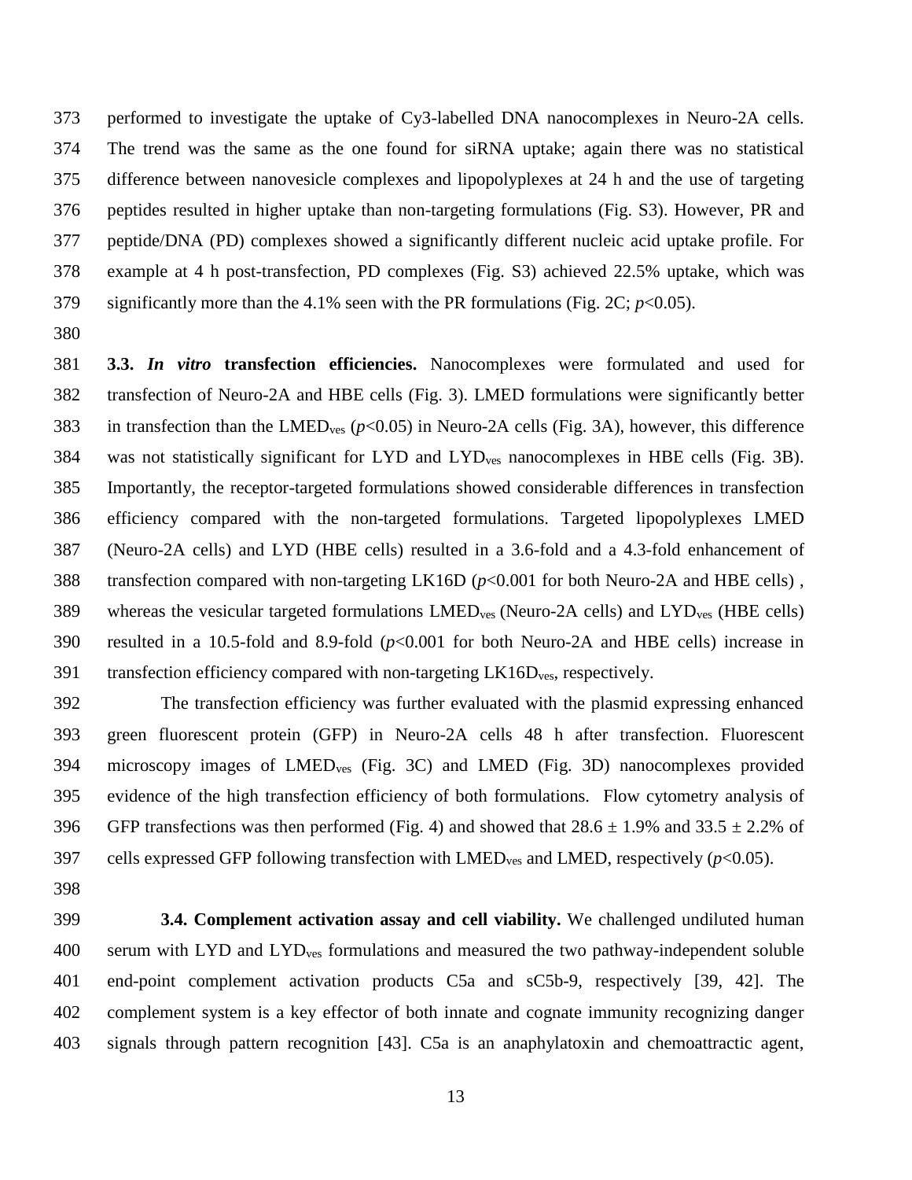performed to investigate the uptake of Cy3-labelled DNA nanocomplexes in Neuro-2A cells. The trend was the same as the one found for siRNA uptake; again there was no statistical difference between nanovesicle complexes and lipopolyplexes at 24 h and the use of targeting peptides resulted in higher uptake than non-targeting formulations (Fig. S3). However, PR and peptide/DNA (PD) complexes showed a significantly different nucleic acid uptake profile. For example at 4 h post-transfection, PD complexes (Fig. S3) achieved 22.5% uptake, which was significantly more than the 4.1% seen with the PR formulations (Fig. 2C; $p<0.05$).

**3.3. *In vitro* transfection efficiencies.** Nanocomplexes were formulated and used for transfection of Neuro-2A and HBE cells (Fig. 3). LMED formulations were significantly better in transfection than the $LMED_{ves}$ ($p<0.05$) in Neuro-2A cells (Fig. 3A), however, this difference was not statistically significant for LYD and $LYD_{ves}$ nanocomplexes in HBE cells (Fig. 3B). Importantly, the receptor-targeted formulations showed considerable differences in transfection efficiency compared with the non-targeted formulations. Targeted lipopolyplexes LMED (Neuro-2A cells) and LYD (HBE cells) resulted in a 3.6-fold and a 4.3-fold enhancement of transfection compared with non-targeting LK16D ($p<0.001$ for both Neuro-2A and HBE cells) , whereas the vesicular targeted formulations $LMED_{ves}$ (Neuro-2A cells) and $LYD_{ves}$ (HBE cells) resulted in a 10.5-fold and 8.9-fold ($p<0.001$ for both Neuro-2A and HBE cells) increase in transfection efficiency compared with non-targeting $LK16D_{ves}$, respectively.

The transfection efficiency was further evaluated with the plasmid expressing enhanced green fluorescent protein (GFP) in Neuro-2A cells 48 h after transfection. Fluorescent microscopy images of $LMED_{ves}$ (Fig. 3C) and LMED (Fig. 3D) nanocomplexes provided evidence of the high transfection efficiency of both formulations. Flow cytometry analysis of GFP transfections was then performed (Fig. 4) and showed that $28.6 \pm 1.9\%$ and $33.5 \pm 2.2\%$ of cells expressed GFP following transfection with $LMED_{ves}$ and LMED, respectively ($p<0.05$).

**3.4. Complement activation assay and cell viability.** We challenged undiluted human serum with LYD and $LYD_{ves}$ formulations and measured the two pathway-independent soluble end-point complement activation products C5a and sC5b-9, respectively [39, 42]. The complement system is a key effector of both innate and cognate immunity recognizing danger signals through pattern recognition [43]. C5a is an anaphylatoxin and chemoattractic agent,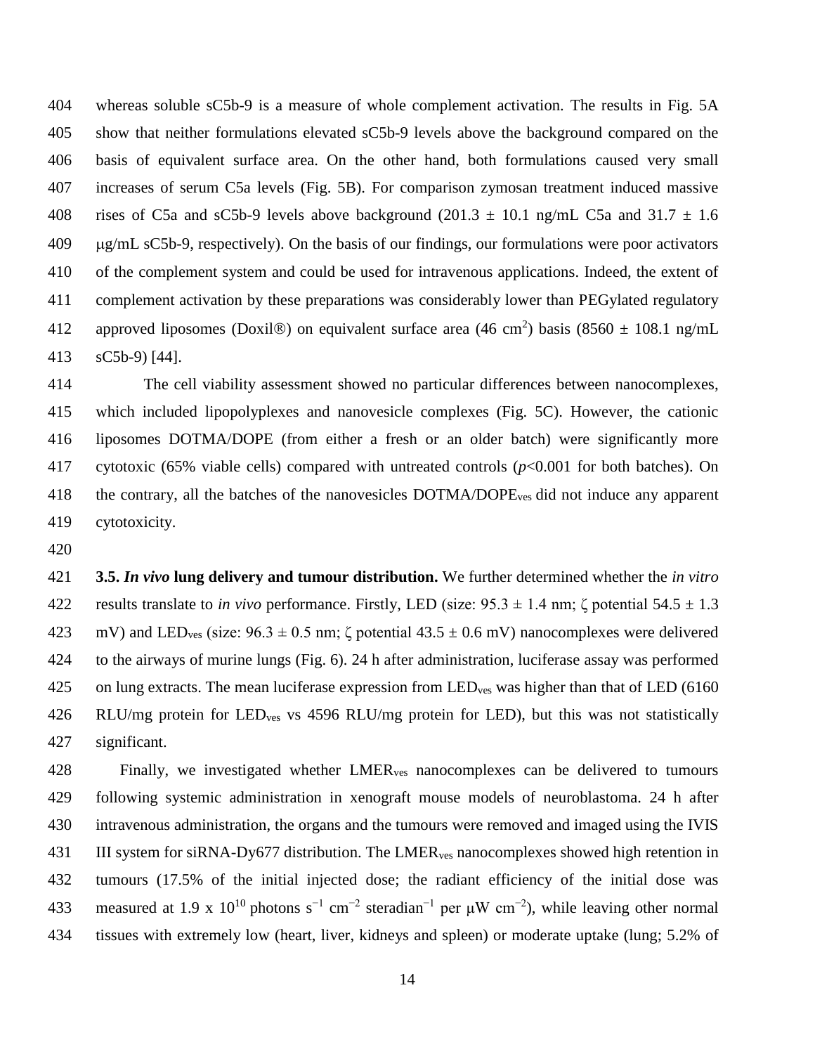whereas soluble sC5b-9 is a measure of whole complement activation. The results in Fig. 5A show that neither formulations elevated sC5b-9 levels above the background compared on the basis of equivalent surface area. On the other hand, both formulations caused very small increases of serum C5a levels (Fig. 5B). For comparison zymosan treatment induced massive rises of C5a and sC5b-9 levels above background (201.3 ± 10.1 ng/mL C5a and 31.7 ± 1.6 μg/mL sC5b-9, respectively). On the basis of our findings, our formulations were poor activators of the complement system and could be used for intravenous applications. Indeed, the extent of complement activation by these preparations was considerably lower than PEGylated regulatory approved liposomes (Doxil®) on equivalent surface area (46 $cm^2$) basis (8560 ± 108.1 ng/mL sC5b-9) [44].

The cell viability assessment showed no particular differences between nanocomplexes, which included lipopolyplexes and nanovesicle complexes (Fig. 5C). However, the cationic liposomes DOTMA/DOPE (from either a fresh or an older batch) were significantly more cytotoxic (65% viable cells) compared with untreated controls ($p<0.001$ for both batches). On the contrary, all the batches of the nanovesicles DOTMA/DOPE$_{ves}$ did not induce any apparent cytotoxicity.

**3.5. *In vivo* lung delivery and tumour distribution.** We further determined whether the *in vitro* results translate to *in vivo* performance. Firstly, LED (size: 95.3 ± 1.4 nm; ζ potential 54.5 ± 1.3 mV) and LED$_{ves}$ (size: 96.3 ± 0.5 nm; ζ potential 43.5 ± 0.6 mV) nanocomplexes were delivered to the airways of murine lungs (Fig. 6). 24 h after administration, luciferase assay was performed on lung extracts. The mean luciferase expression from LED$_{ves}$ was higher than that of LED (6160 RLU/mg protein for LED$_{ves}$ vs 4596 RLU/mg protein for LED), but this was not statistically significant.

Finally, we investigated whether LMER$_{ves}$ nanocomplexes can be delivered to tumours following systemic administration in xenograft mouse models of neuroblastoma. 24 h after intravenous administration, the organs and the tumours were removed and imaged using the IVIS III system for siRNA-Dy677 distribution. The LMER$_{ves}$ nanocomplexes showed high retention in tumours (17.5% of the initial injected dose; the radiant efficiency of the initial dose was measured at 1.9 x $10^{10}$ photons $s^{-1}$ $cm^{-2}$ steradian$^{-1}$ per μW $cm^{-2}$), while leaving other normal tissues with extremely low (heart, liver, kidneys and spleen) or moderate uptake (lung; 5.2% of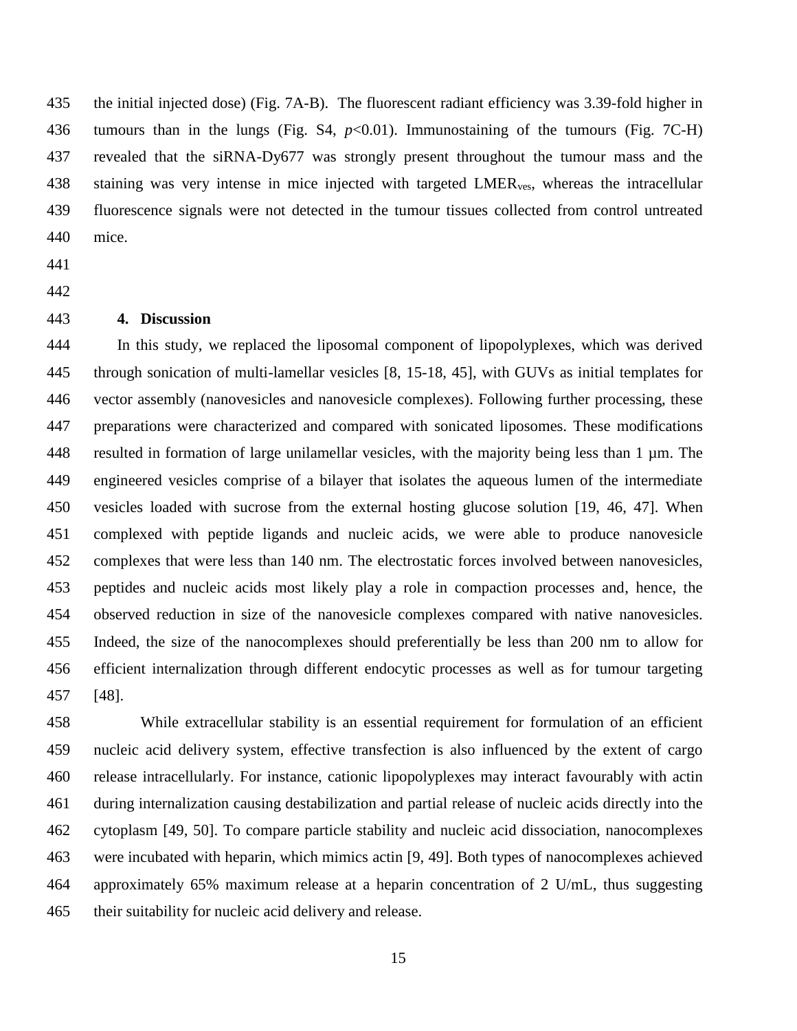the initial injected dose) (Fig. 7A-B). The fluorescent radiant efficiency was 3.39-fold higher in tumours than in the lungs (Fig. S4, $p<0.01$). Immunostaining of the tumours (Fig. 7C-H) revealed that the siRNA-Dy677 was strongly present throughout the tumour mass and the staining was very intense in mice injected with targeted $LMER_{ves}$, whereas the intracellular fluorescence signals were not detected in the tumour tissues collected from control untreated mice.

## 4. Discussion

In this study, we replaced the liposomal component of lipopolyplexes, which was derived through sonication of multi-lamellar vesicles [8, 15-18, 45], with GUVs as initial templates for vector assembly (nanovesicles and nanovesicle complexes). Following further processing, these preparations were characterized and compared with sonicated liposomes. These modifications resulted in formation of large unilamellar vesicles, with the majority being less than 1 µm. The engineered vesicles comprise of a bilayer that isolates the aqueous lumen of the intermediate vesicles loaded with sucrose from the external hosting glucose solution [19, 46, 47]. When complexed with peptide ligands and nucleic acids, we were able to produce nanovesicle complexes that were less than 140 nm. The electrostatic forces involved between nanovesicles, peptides and nucleic acids most likely play a role in compaction processes and, hence, the observed reduction in size of the nanovesicle complexes compared with native nanovesicles. Indeed, the size of the nanocomplexes should preferentially be less than 200 nm to allow for efficient internalization through different endocytic processes as well as for tumour targeting [48].

While extracellular stability is an essential requirement for formulation of an efficient nucleic acid delivery system, effective transfection is also influenced by the extent of cargo release intracellularly. For instance, cationic lipopolyplexes may interact favourably with actin during internalization causing destabilization and partial release of nucleic acids directly into the cytoplasm [49, 50]. To compare particle stability and nucleic acid dissociation, nanocomplexes were incubated with heparin, which mimics actin [9, 49]. Both types of nanocomplexes achieved approximately 65% maximum release at a heparin concentration of 2 U/mL, thus suggesting their suitability for nucleic acid delivery and release.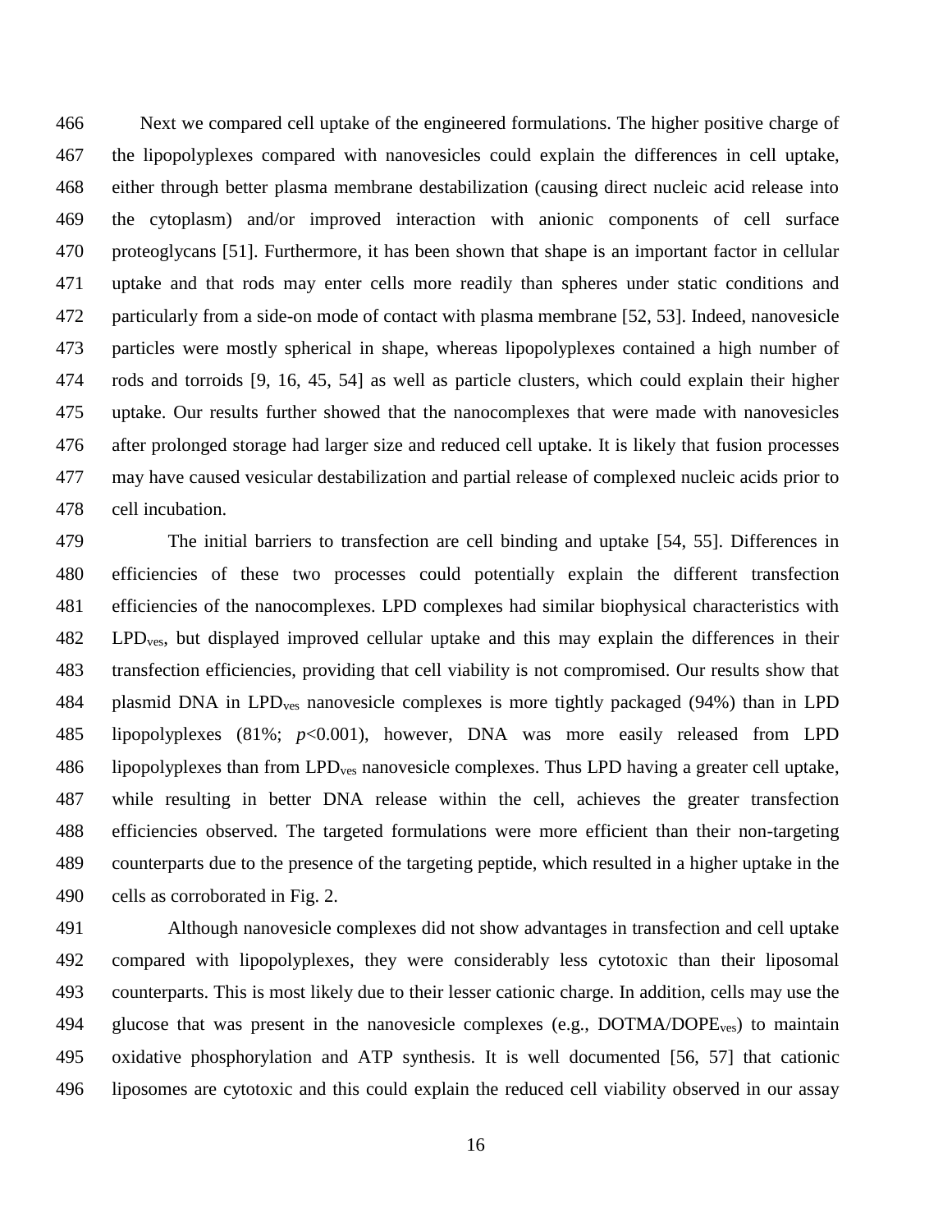Next we compared cell uptake of the engineered formulations. The higher positive charge of the lipopolyplexes compared with nanovesicles could explain the differences in cell uptake, either through better plasma membrane destabilization (causing direct nucleic acid release into the cytoplasm) and/or improved interaction with anionic components of cell surface proteoglycans [51]. Furthermore, it has been shown that shape is an important factor in cellular uptake and that rods may enter cells more readily than spheres under static conditions and particularly from a side-on mode of contact with plasma membrane [52, 53]. Indeed, nanovesicle particles were mostly spherical in shape, whereas lipopolyplexes contained a high number of rods and torroids [9, 16, 45, 54] as well as particle clusters, which could explain their higher uptake. Our results further showed that the nanocomplexes that were made with nanovesicles after prolonged storage had larger size and reduced cell uptake. It is likely that fusion processes may have caused vesicular destabilization and partial release of complexed nucleic acids prior to cell incubation.

The initial barriers to transfection are cell binding and uptake [54, 55]. Differences in efficiencies of these two processes could potentially explain the different transfection efficiencies of the nanocomplexes. LPD complexes had similar biophysical characteristics with $LPD_{ves}$, but displayed improved cellular uptake and this may explain the differences in their transfection efficiencies, providing that cell viability is not compromised. Our results show that plasmid DNA in $LPD_{ves}$ nanovesicle complexes is more tightly packaged (94%) than in LPD lipopolyplexes (81%; $p<0.001$), however, DNA was more easily released from LPD lipopolyplexes than from $LPD_{ves}$ nanovesicle complexes. Thus LPD having a greater cell uptake, while resulting in better DNA release within the cell, achieves the greater transfection efficiencies observed. The targeted formulations were more efficient than their non-targeting counterparts due to the presence of the targeting peptide, which resulted in a higher uptake in the cells as corroborated in Fig. 2.

Although nanovesicle complexes did not show advantages in transfection and cell uptake compared with lipopolyplexes, they were considerably less cytotoxic than their liposomal counterparts. This is most likely due to their lesser cationic charge. In addition, cells may use the glucose that was present in the nanovesicle complexes (e.g., $DOTMA/DOPE_{ves}$) to maintain oxidative phosphorylation and ATP synthesis. It is well documented [56, 57] that cationic liposomes are cytotoxic and this could explain the reduced cell viability observed in our assay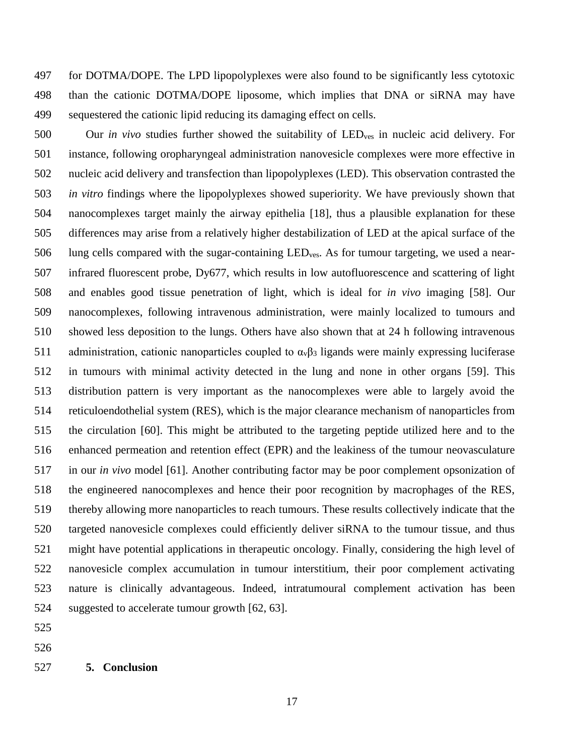for DOTMA/DOPE. The LPD lipopolyplexes were also found to be significantly less cytotoxic than the cationic DOTMA/DOPE liposome, which implies that DNA or siRNA may have sequestered the cationic lipid reducing its damaging effect on cells.

Our *in vivo* studies further showed the suitability of $LED_{ves}$ in nucleic acid delivery. For instance, following oropharyngeal administration nanovesicle complexes were more effective in nucleic acid delivery and transfection than lipopolyplexes (LED). This observation contrasted the *in vitro* findings where the lipopolyplexes showed superiority. We have previously shown that nanocomplexes target mainly the airway epithelia [18], thus a plausible explanation for these differences may arise from a relatively higher destabilization of LED at the apical surface of the lung cells compared with the sugar-containing $LED_{ves}$. As for tumour targeting, we used a near-infrared fluorescent probe, Dy677, which results in low autofluorescence and scattering of light and enables good tissue penetration of light, which is ideal for *in vivo* imaging [58]. Our nanocomplexes, following intravenous administration, were mainly localized to tumours and showed less deposition to the lungs. Others have also shown that at 24 h following intravenous administration, cationic nanoparticles coupled to $\alpha_v\beta_3$ ligands were mainly expressing luciferase in tumours with minimal activity detected in the lung and none in other organs [59]. This distribution pattern is very important as the nanocomplexes were able to largely avoid the reticuloendothelial system (RES), which is the major clearance mechanism of nanoparticles from the circulation [60]. This might be attributed to the targeting peptide utilized here and to the enhanced permeation and retention effect (EPR) and the leakiness of the tumour neovasculature in our *in vivo* model [61]. Another contributing factor may be poor complement opsonization of the engineered nanocomplexes and hence their poor recognition by macrophages of the RES, thereby allowing more nanoparticles to reach tumours. These results collectively indicate that the targeted nanovesicle complexes could efficiently deliver siRNA to the tumour tissue, and thus might have potential applications in therapeutic oncology. Finally, considering the high level of nanovesicle complex accumulation in tumour interstitium, their poor complement activating nature is clinically advantageous. Indeed, intratumoural complement activation has been suggested to accelerate tumour growth [62, 63].

## 5. Conclusion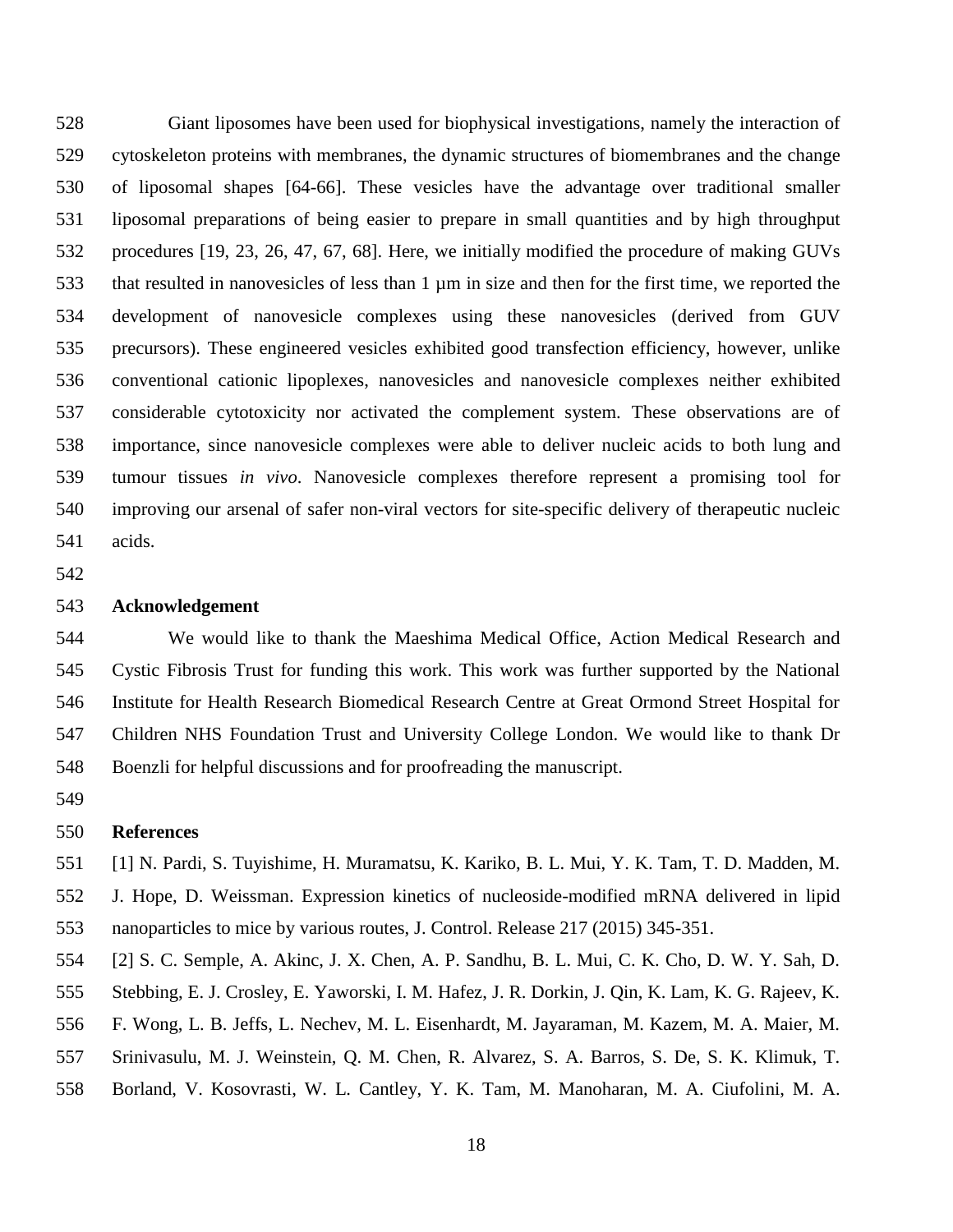Giant liposomes have been used for biophysical investigations, namely the interaction of cytoskeleton proteins with membranes, the dynamic structures of biomembranes and the change of liposomal shapes [64-66]. These vesicles have the advantage over traditional smaller liposomal preparations of being easier to prepare in small quantities and by high throughput procedures [19, 23, 26, 47, 67, 68]. Here, we initially modified the procedure of making GUVs that resulted in nanovesicles of less than 1 µm in size and then for the first time, we reported the development of nanovesicle complexes using these nanovesicles (derived from GUV precursors). These engineered vesicles exhibited good transfection efficiency, however, unlike conventional cationic lipoplexes, nanovesicles and nanovesicle complexes neither exhibited considerable cytotoxicity nor activated the complement system. These observations are of importance, since nanovesicle complexes were able to deliver nucleic acids to both lung and tumour tissues *in vivo*. Nanovesicle complexes therefore represent a promising tool for improving our arsenal of safer non-viral vectors for site-specific delivery of therapeutic nucleic acids.

## Acknowledgement

We would like to thank the Maeshima Medical Office, Action Medical Research and Cystic Fibrosis Trust for funding this work. This work was further supported by the National Institute for Health Research Biomedical Research Centre at Great Ormond Street Hospital for Children NHS Foundation Trust and University College London. We would like to thank Dr Boenzli for helpful discussions and for proofreading the manuscript.

## References

[1] N. Pardi, S. Tuyishime, H. Muramatsu, K. Kariko, B. L. Mui, Y. K. Tam, T. D. Madden, M. J. Hope, D. Weissman. Expression kinetics of nucleoside-modified mRNA delivered in lipid nanoparticles to mice by various routes, J. Control. Release 217 (2015) 345-351.

[2] S. C. Semple, A. Akinc, J. X. Chen, A. P. Sandhu, B. L. Mui, C. K. Cho, D. W. Y. Sah, D. Stebbing, E. J. Crosley, E. Yaworski, I. M. Hafez, J. R. Dorkin, J. Qin, K. Lam, K. G. Rajeev, K. F. Wong, L. B. Jeffs, L. Nechev, M. L. Eisenhardt, M. Jayaraman, M. Kazem, M. A. Maier, M. Srinivasulu, M. J. Weinstein, Q. M. Chen, R. Alvarez, S. A. Barros, S. De, S. K. Klimuk, T. Borland, V. Kosovrasti, W. L. Cantley, Y. K. Tam, M. Manoharan, M. A. Ciufolini, M. A.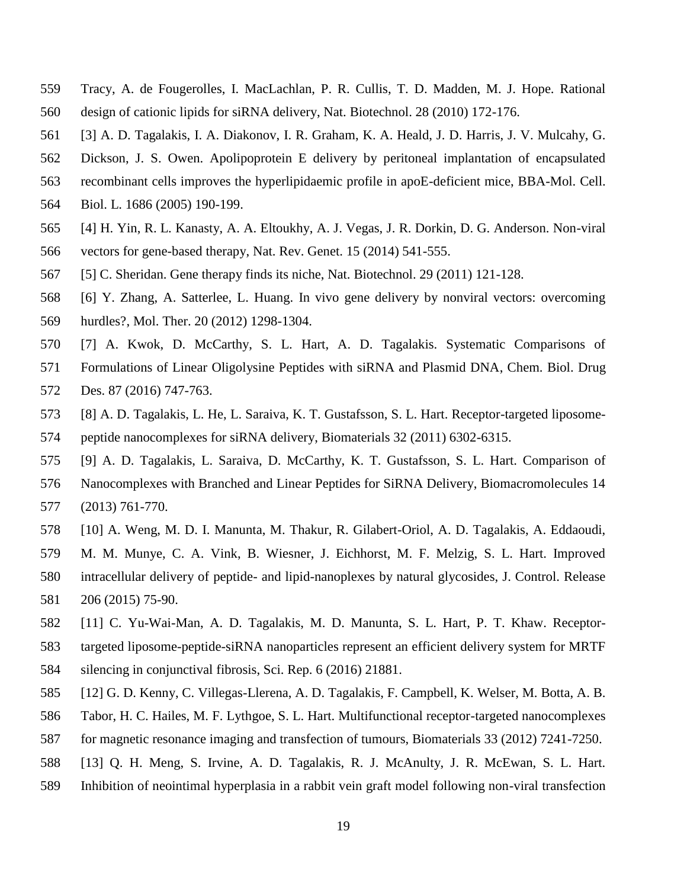Tracy, A. de Fougerolles, I. MacLachlan, P. R. Cullis, T. D. Madden, M. J. Hope. Rational design of cationic lipids for siRNA delivery, Nat. Biotechnol. 28 (2010) 172-176.

[3] A. D. Tagalakis, I. A. Diakonov, I. R. Graham, K. A. Heald, J. D. Harris, J. V. Mulcahy, G. Dickson, J. S. Owen. Apolipoprotein E delivery by peritoneal implantation of encapsulated recombinant cells improves the hyperlipidaemic profile in apoE-deficient mice, BBA-Mol. Cell. Biol. L. 1686 (2005) 190-199.

[4] H. Yin, R. L. Kanasty, A. A. Eltoukhy, A. J. Vegas, J. R. Dorkin, D. G. Anderson. Non-viral vectors for gene-based therapy, Nat. Rev. Genet. 15 (2014) 541-555.

[5] C. Sheridan. Gene therapy finds its niche, Nat. Biotechnol. 29 (2011) 121-128.

[6] Y. Zhang, A. Satterlee, L. Huang. In vivo gene delivery by nonviral vectors: overcoming hurdles?, Mol. Ther. 20 (2012) 1298-1304.

[7] A. Kwok, D. McCarthy, S. L. Hart, A. D. Tagalakis. Systematic Comparisons of Formulations of Linear Oligolysine Peptides with siRNA and Plasmid DNA, Chem. Biol. Drug Des. 87 (2016) 747-763.

[8] A. D. Tagalakis, L. He, L. Saraiva, K. T. Gustafsson, S. L. Hart. Receptor-targeted liposome-peptide nanocomplexes for siRNA delivery, Biomaterials 32 (2011) 6302-6315.

[9] A. D. Tagalakis, L. Saraiva, D. McCarthy, K. T. Gustafsson, S. L. Hart. Comparison of Nanocomplexes with Branched and Linear Peptides for SiRNA Delivery, Biomacromolecules 14 (2013) 761-770.

[10] A. Weng, M. D. I. Manunta, M. Thakur, R. Gilabert-Oriol, A. D. Tagalakis, A. Eddaoudi, M. M. Munye, C. A. Vink, B. Wiesner, J. Eichhorst, M. F. Melzig, S. L. Hart. Improved intracellular delivery of peptide- and lipid-nanoplexes by natural glycosides, J. Control. Release 206 (2015) 75-90.

[11] C. Yu-Wai-Man, A. D. Tagalakis, M. D. Manunta, S. L. Hart, P. T. Khaw. Receptor-targeted liposome-peptide-siRNA nanoparticles represent an efficient delivery system for MRTF silencing in conjunctival fibrosis, Sci. Rep. 6 (2016) 21881.

[12] G. D. Kenny, C. Villegas-Llerena, A. D. Tagalakis, F. Campbell, K. Welser, M. Botta, A. B. Tabor, H. C. Hailes, M. F. Lythgoe, S. L. Hart. Multifunctional receptor-targeted nanocomplexes for magnetic resonance imaging and transfection of tumours, Biomaterials 33 (2012) 7241-7250.

[13] Q. H. Meng, S. Irvine, A. D. Tagalakis, R. J. McAnulty, J. R. McEwan, S. L. Hart. Inhibition of neointimal hyperplasia in a rabbit vein graft model following non-viral transfection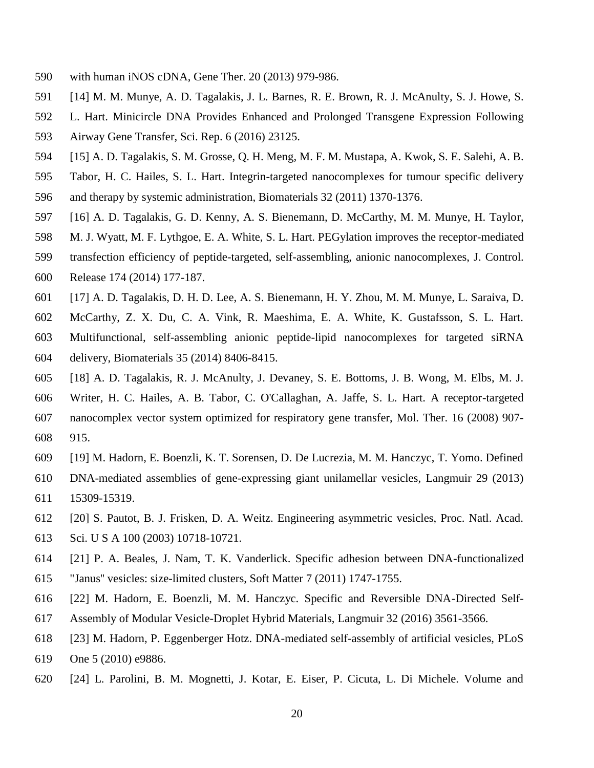with human iNOS cDNA, Gene Ther. 20 (2013) 979-986.

[14] M. M. Munye, A. D. Tagalakis, J. L. Barnes, R. E. Brown, R. J. McAnulty, S. J. Howe, S. L. Hart. Minicircle DNA Provides Enhanced and Prolonged Transgene Expression Following Airway Gene Transfer, Sci. Rep. 6 (2016) 23125.

[15] A. D. Tagalakis, S. M. Grosse, Q. H. Meng, M. F. M. Mustapa, A. Kwok, S. E. Salehi, A. B. Tabor, H. C. Hailes, S. L. Hart. Integrin-targeted nanocomplexes for tumour specific delivery and therapy by systemic administration, Biomaterials 32 (2011) 1370-1376.

[16] A. D. Tagalakis, G. D. Kenny, A. S. Bienemann, D. McCarthy, M. M. Munye, H. Taylor, M. J. Wyatt, M. F. Lythgoe, E. A. White, S. L. Hart. PEGylation improves the receptor-mediated transfection efficiency of peptide-targeted, self-assembling, anionic nanocomplexes, J. Control. Release 174 (2014) 177-187.

[17] A. D. Tagalakis, D. H. D. Lee, A. S. Bienemann, H. Y. Zhou, M. M. Munye, L. Saraiva, D. McCarthy, Z. X. Du, C. A. Vink, R. Maeshima, E. A. White, K. Gustafsson, S. L. Hart. Multifunctional, self-assembling anionic peptide-lipid nanocomplexes for targeted siRNA delivery, Biomaterials 35 (2014) 8406-8415.

[18] A. D. Tagalakis, R. J. McAnulty, J. Devaney, S. E. Bottoms, J. B. Wong, M. Elbs, M. J. Writer, H. C. Hailes, A. B. Tabor, C. O'Callaghan, A. Jaffe, S. L. Hart. A receptor-targeted nanocomplex vector system optimized for respiratory gene transfer, Mol. Ther. 16 (2008) 907-915.

[19] M. Hadorn, E. Boenzli, K. T. Sorensen, D. De Lucrezia, M. M. Hanczyc, T. Yomo. Defined DNA-mediated assemblies of gene-expressing giant unilamellar vesicles, Langmuir 29 (2013) 15309-15319.

[20] S. Pautot, B. J. Frisken, D. A. Weitz. Engineering asymmetric vesicles, Proc. Natl. Acad. Sci. U S A 100 (2003) 10718-10721.

[21] P. A. Beales, J. Nam, T. K. Vanderlick. Specific adhesion between DNA-functionalized "Janus" vesicles: size-limited clusters, Soft Matter 7 (2011) 1747-1755.

[22] M. Hadorn, E. Boenzli, M. M. Hanczyc. Specific and Reversible DNA-Directed Self-Assembly of Modular Vesicle-Droplet Hybrid Materials, Langmuir 32 (2016) 3561-3566.

[23] M. Hadorn, P. Eggenberger Hotz. DNA-mediated self-assembly of artificial vesicles, PLoS One 5 (2010) e9886.

[24] L. Parolini, B. M. Mognetti, J. Kotar, E. Eiser, P. Cicuta, L. Di Michele. Volume and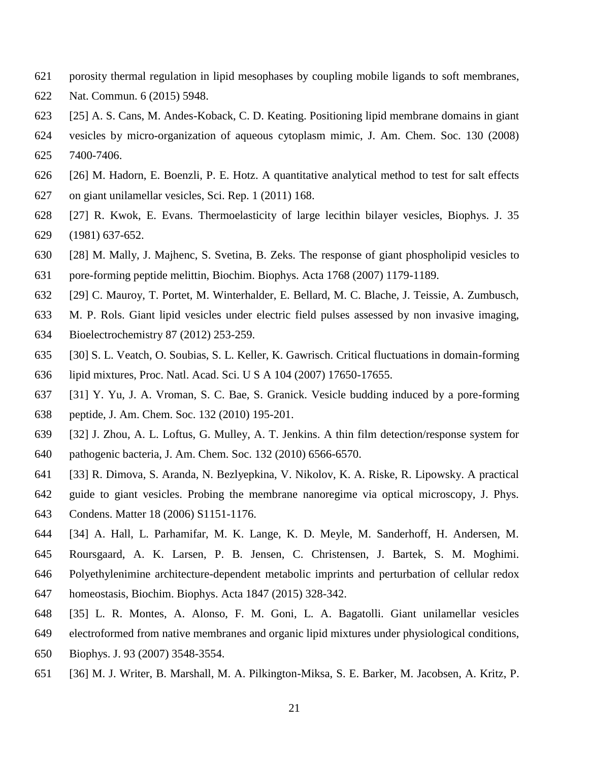porosity thermal regulation in lipid mesophases by coupling mobile ligands to soft membranes, Nat. Commun. 6 (2015) 5948.

[25] A. S. Cans, M. Andes-Koback, C. D. Keating. Positioning lipid membrane domains in giant vesicles by micro-organization of aqueous cytoplasm mimic, J. Am. Chem. Soc. 130 (2008) 7400-7406.

[26] M. Hadorn, E. Boenzli, P. E. Hotz. A quantitative analytical method to test for salt effects on giant unilamellar vesicles, Sci. Rep. 1 (2011) 168.

[27] R. Kwok, E. Evans. Thermoelasticity of large lecithin bilayer vesicles, Biophys. J. 35 (1981) 637-652.

[28] M. Mally, J. Majhenc, S. Svetina, B. Zeks. The response of giant phospholipid vesicles to pore-forming peptide melittin, Biochim. Biophys. Acta 1768 (2007) 1179-1189.

[29] C. Mauroy, T. Portet, M. Winterhalder, E. Bellard, M. C. Blache, J. Teissie, A. Zumbusch, M. P. Rols. Giant lipid vesicles under electric field pulses assessed by non invasive imaging, Bioelectrochemistry 87 (2012) 253-259.

[30] S. L. Veatch, O. Soubias, S. L. Keller, K. Gawrisch. Critical fluctuations in domain-forming lipid mixtures, Proc. Natl. Acad. Sci. U S A 104 (2007) 17650-17655.

[31] Y. Yu, J. A. Vroman, S. C. Bae, S. Granick. Vesicle budding induced by a pore-forming peptide, J. Am. Chem. Soc. 132 (2010) 195-201.

[32] J. Zhou, A. L. Loftus, G. Mulley, A. T. Jenkins. A thin film detection/response system for pathogenic bacteria, J. Am. Chem. Soc. 132 (2010) 6566-6570.

[33] R. Dimova, S. Aranda, N. Bezlyepkina, V. Nikolov, K. A. Riske, R. Lipowsky. A practical guide to giant vesicles. Probing the membrane nanoregime via optical microscopy, J. Phys. Condens. Matter 18 (2006) S1151-1176.

[34] A. Hall, L. Parhamifar, M. K. Lange, K. D. Meyle, M. Sanderhoff, H. Andersen, M. Roursgaard, A. K. Larsen, P. B. Jensen, C. Christensen, J. Bartek, S. M. Moghimi. Polyethylenimine architecture-dependent metabolic imprints and perturbation of cellular redox homeostasis, Biochim. Biophys. Acta 1847 (2015) 328-342.

[35] L. R. Montes, A. Alonso, F. M. Goni, L. A. Bagatolli. Giant unilamellar vesicles electroformed from native membranes and organic lipid mixtures under physiological conditions, Biophys. J. 93 (2007) 3548-3554.

[36] M. J. Writer, B. Marshall, M. A. Pilkington-Miksa, S. E. Barker, M. Jacobsen, A. Kritz, P.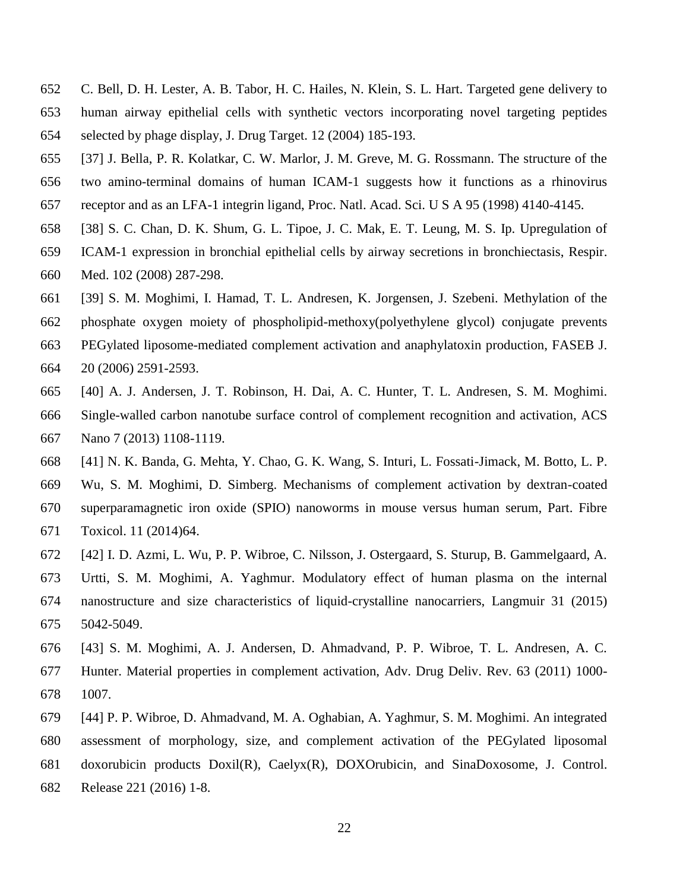C. Bell, D. H. Lester, A. B. Tabor, H. C. Hailes, N. Klein, S. L. Hart. Targeted gene delivery to human airway epithelial cells with synthetic vectors incorporating novel targeting peptides selected by phage display, J. Drug Target. 12 (2004) 185-193.

[37] J. Bella, P. R. Kolatkar, C. W. Marlor, J. M. Greve, M. G. Rossmann. The structure of the two amino-terminal domains of human ICAM-1 suggests how it functions as a rhinovirus receptor and as an LFA-1 integrin ligand, Proc. Natl. Acad. Sci. U S A 95 (1998) 4140-4145.

[38] S. C. Chan, D. K. Shum, G. L. Tipoe, J. C. Mak, E. T. Leung, M. S. Ip. Upregulation of ICAM-1 expression in bronchial epithelial cells by airway secretions in bronchiectasis, Respir. Med. 102 (2008) 287-298.

[39] S. M. Moghimi, I. Hamad, T. L. Andresen, K. Jorgensen, J. Szebeni. Methylation of the phosphate oxygen moiety of phospholipid-methoxy(polyethylene glycol) conjugate prevents PEGylated liposome-mediated complement activation and anaphylatoxin production, FASEB J. 20 (2006) 2591-2593.

[40] A. J. Andersen, J. T. Robinson, H. Dai, A. C. Hunter, T. L. Andresen, S. M. Moghimi. Single-walled carbon nanotube surface control of complement recognition and activation, ACS Nano 7 (2013) 1108-1119.

[41] N. K. Banda, G. Mehta, Y. Chao, G. K. Wang, S. Inturi, L. Fossati-Jimack, M. Botto, L. P. Wu, S. M. Moghimi, D. Simberg. Mechanisms of complement activation by dextran-coated superparamagnetic iron oxide (SPIO) nanoworms in mouse versus human serum, Part. Fibre Toxicol. 11 (2014)64.

[42] I. D. Azmi, L. Wu, P. P. Wibroe, C. Nilsson, J. Ostergaard, S. Sturup, B. Gammelgaard, A. Urtti, S. M. Moghimi, A. Yaghmur. Modulatory effect of human plasma on the internal nanostructure and size characteristics of liquid-crystalline nanocarriers, Langmuir 31 (2015) 5042-5049.

[43] S. M. Moghimi, A. J. Andersen, D. Ahmadvand, P. P. Wibroe, T. L. Andresen, A. C. Hunter. Material properties in complement activation, Adv. Drug Deliv. Rev. 63 (2011) 1000-1007.

[44] P. P. Wibroe, D. Ahmadvand, M. A. Oghabian, A. Yaghmur, S. M. Moghimi. An integrated assessment of morphology, size, and complement activation of the PEGylated liposomal doxorubicin products Doxil(R), Caelyx(R), DOXOrubicin, and SinaDoxosome, J. Control. Release 221 (2016) 1-8.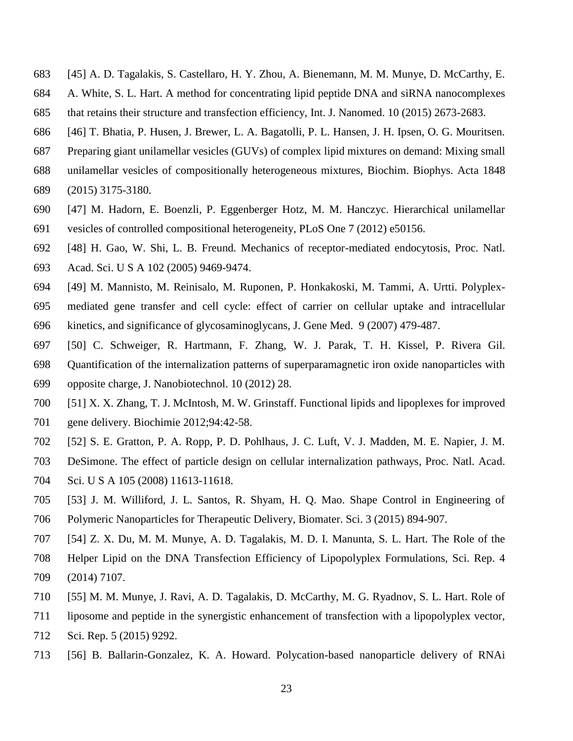[45] A. D. Tagalakis, S. Castellaro, H. Y. Zhou, A. Bienemann, M. M. Munye, D. McCarthy, E. A. White, S. L. Hart. A method for concentrating lipid peptide DNA and siRNA nanocomplexes that retains their structure and transfection efficiency, Int. J. Nanomed. 10 (2015) 2673-2683.

[46] T. Bhatia, P. Husen, J. Brewer, L. A. Bagatolli, P. L. Hansen, J. H. Ipsen, O. G. Mouritsen. Preparing giant unilamellar vesicles (GUVs) of complex lipid mixtures on demand: Mixing small unilamellar vesicles of compositionally heterogeneous mixtures, Biochim. Biophys. Acta 1848 (2015) 3175-3180.

[47] M. Hadorn, E. Boenzli, P. Eggenberger Hotz, M. M. Hanczyc. Hierarchical unilamellar vesicles of controlled compositional heterogeneity, PLoS One 7 (2012) e50156.

[48] H. Gao, W. Shi, L. B. Freund. Mechanics of receptor-mediated endocytosis, Proc. Natl. Acad. Sci. U S A 102 (2005) 9469-9474.

[49] M. Mannisto, M. Reinisalo, M. Ruponen, P. Honkakoski, M. Tammi, A. Urtti. Polyplex-mediated gene transfer and cell cycle: effect of carrier on cellular uptake and intracellular kinetics, and significance of glycosaminoglycans, J. Gene Med. 9 (2007) 479-487.

[50] C. Schweiger, R. Hartmann, F. Zhang, W. J. Parak, T. H. Kissel, P. Rivera Gil. Quantification of the internalization patterns of superparamagnetic iron oxide nanoparticles with opposite charge, J. Nanobiotechnol. 10 (2012) 28.

[51] X. X. Zhang, T. J. McIntosh, M. W. Grinstaff. Functional lipids and lipoplexes for improved gene delivery. Biochimie 2012;94:42-58.

[52] S. E. Gratton, P. A. Ropp, P. D. Pohlhaus, J. C. Luft, V. J. Madden, M. E. Napier, J. M. DeSimone. The effect of particle design on cellular internalization pathways, Proc. Natl. Acad. Sci. U S A 105 (2008) 11613-11618.

[53] J. M. Williford, J. L. Santos, R. Shyam, H. Q. Mao. Shape Control in Engineering of Polymeric Nanoparticles for Therapeutic Delivery, Biomater. Sci. 3 (2015) 894-907.

[54] Z. X. Du, M. M. Munye, A. D. Tagalakis, M. D. I. Manunta, S. L. Hart. The Role of the Helper Lipid on the DNA Transfection Efficiency of Lipopolyplex Formulations, Sci. Rep. 4 (2014) 7107.

[55] M. M. Munye, J. Ravi, A. D. Tagalakis, D. McCarthy, M. G. Ryadnov, S. L. Hart. Role of liposome and peptide in the synergistic enhancement of transfection with a lipopolyplex vector, Sci. Rep. 5 (2015) 9292.

[56] B. Ballarin-Gonzalez, K. A. Howard. Polycation-based nanoparticle delivery of RNAi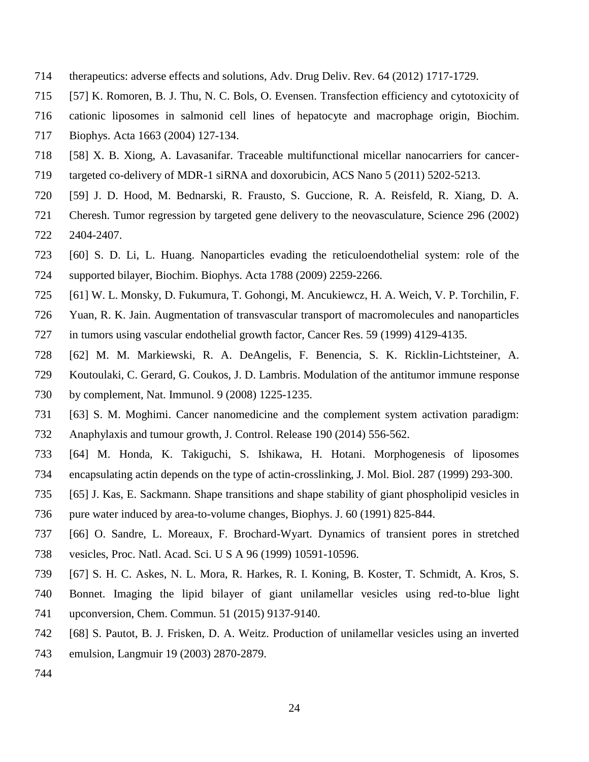therapeutics: adverse effects and solutions, Adv. Drug Deliv. Rev. 64 (2012) 1717-1729.

[57] K. Romoren, B. J. Thu, N. C. Bols, O. Evensen. Transfection efficiency and cytotoxicity of cationic liposomes in salmonid cell lines of hepatocyte and macrophage origin, Biochim. Biophys. Acta 1663 (2004) 127-134.

[58] X. B. Xiong, A. Lavasanifar. Traceable multifunctional micellar nanocarriers for cancer-targeted co-delivery of MDR-1 siRNA and doxorubicin, ACS Nano 5 (2011) 5202-5213.

[59] J. D. Hood, M. Bednarski, R. Frausto, S. Guccione, R. A. Reisfeld, R. Xiang, D. A. Cheresh. Tumor regression by targeted gene delivery to the neovasculature, Science 296 (2002) 2404-2407.

[60] S. D. Li, L. Huang. Nanoparticles evading the reticuloendothelial system: role of the supported bilayer, Biochim. Biophys. Acta 1788 (2009) 2259-2266.

[61] W. L. Monsky, D. Fukumura, T. Gohongi, M. Ancukiewcz, H. A. Weich, V. P. Torchilin, F. Yuan, R. K. Jain. Augmentation of transvascular transport of macromolecules and nanoparticles in tumors using vascular endothelial growth factor, Cancer Res. 59 (1999) 4129-4135.

[62] M. M. Markiewski, R. A. DeAngelis, F. Benencia, S. K. Ricklin-Lichtsteiner, A. Koutoulaki, C. Gerard, G. Coukos, J. D. Lambris. Modulation of the antitumor immune response by complement, Nat. Immunol. 9 (2008) 1225-1235.

[63] S. M. Moghimi. Cancer nanomedicine and the complement system activation paradigm: Anaphylaxis and tumour growth, J. Control. Release 190 (2014) 556-562.

[64] M. Honda, K. Takiguchi, S. Ishikawa, H. Hotani. Morphogenesis of liposomes encapsulating actin depends on the type of actin-crosslinking, J. Mol. Biol. 287 (1999) 293-300.

[65] J. Kas, E. Sackmann. Shape transitions and shape stability of giant phospholipid vesicles in pure water induced by area-to-volume changes, Biophys. J. 60 (1991) 825-844.

[66] O. Sandre, L. Moreaux, F. Brochard-Wyart. Dynamics of transient pores in stretched vesicles, Proc. Natl. Acad. Sci. U S A 96 (1999) 10591-10596.

[67] S. H. C. Askes, N. L. Mora, R. Harkes, R. I. Koning, B. Koster, T. Schmidt, A. Kros, S. Bonnet. Imaging the lipid bilayer of giant unilamellar vesicles using red-to-blue light upconversion, Chem. Commun. 51 (2015) 9137-9140.

[68] S. Pautot, B. J. Frisken, D. A. Weitz. Production of unilamellar vesicles using an inverted emulsion, Langmuir 19 (2003) 2870-2879.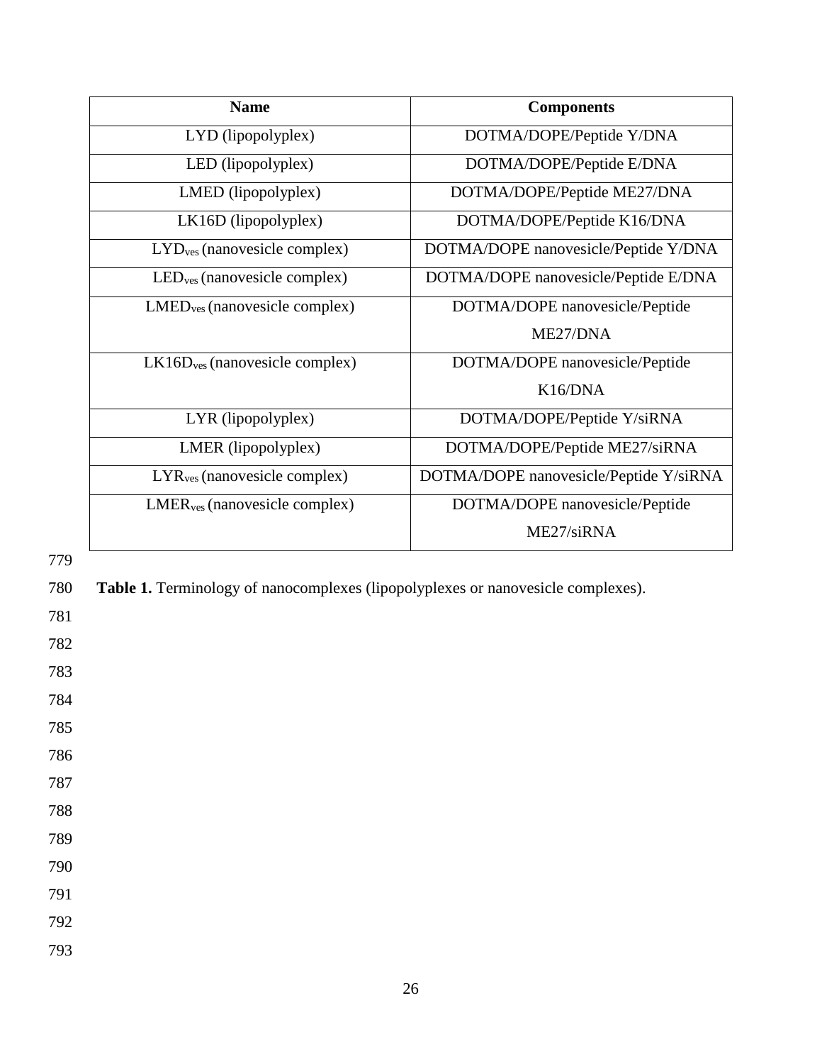| Name | Components |
| --- | --- |
| LYD (lipopolyplex) | DOTMA/DOPE/Peptide Y/DNA |
| LED (lipopolyplex) | DOTMA/DOPE/Peptide E/DNA |
| LMED (lipopolyplex) | DOTMA/DOPE/Peptide ME27/DNA |
| LK16D (lipopolyplex) | DOTMA/DOPE/Peptide K16/DNA |
| $LYD_{ves}$ (nanovesicle complex) | DOTMA/DOPE nanovesicle/Peptide Y/DNA |
| $LED_{ves}$ (nanovesicle complex) | DOTMA/DOPE nanovesicle/Peptide E/DNA |
| $LMED_{ves}$ (nanovesicle complex) | DOTMA/DOPE nanovesicle/Peptide ME27/DNA |
| $LK16D_{ves}$ (nanovesicle complex) | DOTMA/DOPE nanovesicle/Peptide K16/DNA |
| LYR (lipopolyplex) | DOTMA/DOPE/Peptide Y/siRNA |
| LMER (lipopolyplex) | DOTMA/DOPE/Peptide ME27/siRNA |
| $LYR_{ves}$ (nanovesicle complex) | DOTMA/DOPE nanovesicle/Peptide Y/siRNA |
| $LMER_{ves}$ (nanovesicle complex) | DOTMA/DOPE nanovesicle/Peptide ME27/siRNA |

**Table 1.** Terminology of nanocomplexes (lipopolyplexes or nanovesicle complexes).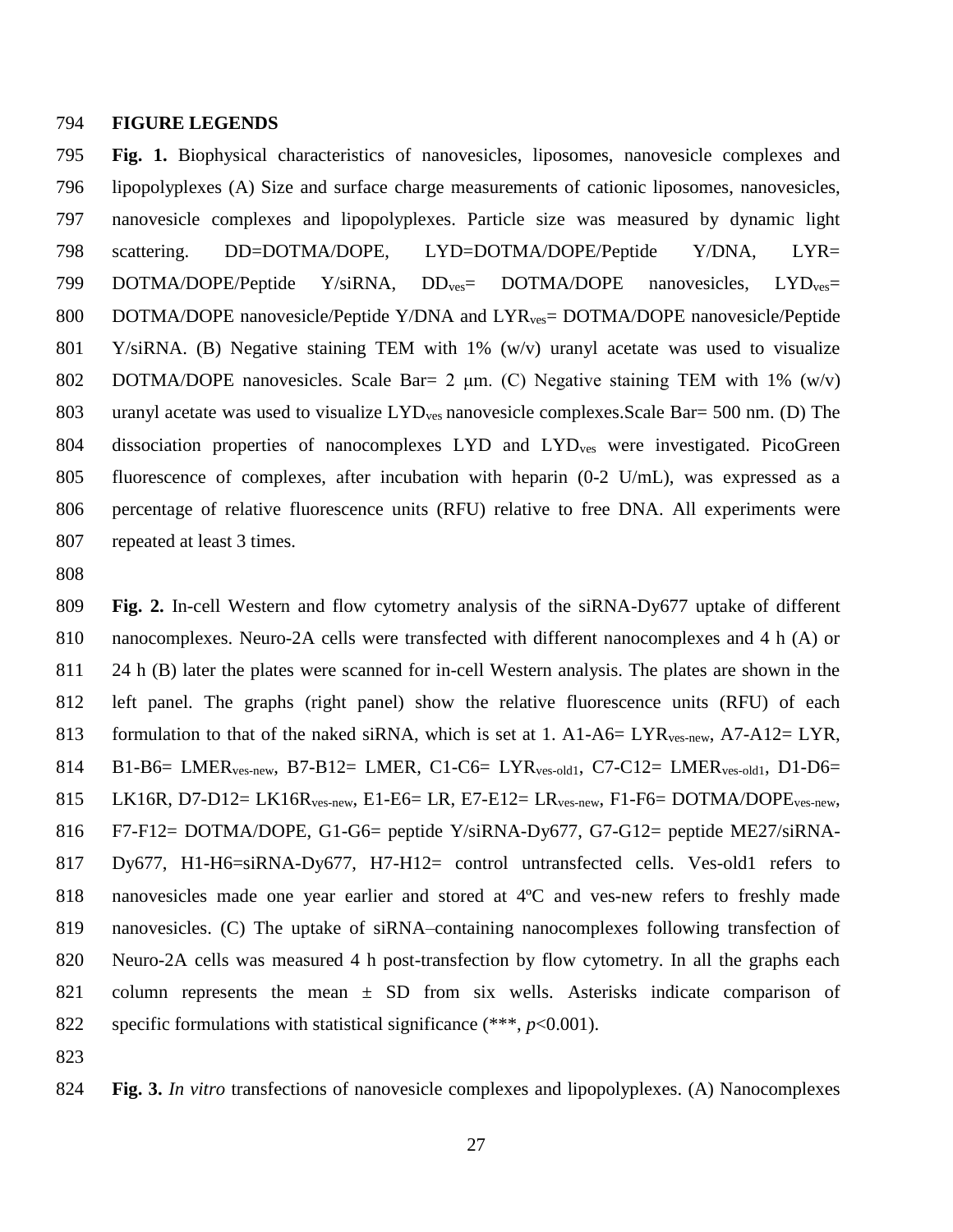## FIGURE LEGENDS

**Fig. 1.** Biophysical characteristics of nanovesicles, liposomes, nanovesicle complexes and lipopolyplexes (A) Size and surface charge measurements of cationic liposomes, nanovesicles, nanovesicle complexes and lipopolyplexes. Particle size was measured by dynamic light scattering. DD=DOTMA/DOPE, LYD=DOTMA/DOPE/Peptide Y/DNA, LYR= DOTMA/DOPE/Peptide Y/siRNA, $DD_{ves}$= DOTMA/DOPE nanovesicles, $LYD_{ves}$= DOTMA/DOPE nanovesicle/Peptide Y/DNA and $LYR_{ves}$= DOTMA/DOPE nanovesicle/Peptide Y/siRNA. (B) Negative staining TEM with 1% (w/v) uranyl acetate was used to visualize DOTMA/DOPE nanovesicles. Scale Bar= 2 μm. (C) Negative staining TEM with 1% (w/v) uranyl acetate was used to visualize $LYD_{ves}$ nanovesicle complexes.Scale Bar= 500 nm. (D) The dissociation properties of nanocomplexes LYD and $LYD_{ves}$ were investigated. PicoGreen fluorescence of complexes, after incubation with heparin (0-2 U/mL), was expressed as a percentage of relative fluorescence units (RFU) relative to free DNA. All experiments were repeated at least 3 times.

**Fig. 2.** In-cell Western and flow cytometry analysis of the siRNA-Dy677 uptake of different nanocomplexes. Neuro-2A cells were transfected with different nanocomplexes and 4 h (A) or 24 h (B) later the plates were scanned for in-cell Western analysis. The plates are shown in the left panel. The graphs (right panel) show the relative fluorescence units (RFU) of each formulation to that of the naked siRNA, which is set at 1. A1-A6= $LYR_{ves\text{-}new}$, A7-A12= LYR, B1-B6= $LMER_{ves\text{-}new}$, B7-B12= LMER, C1-C6= $LYR_{ves\text{-}old1}$, C7-C12= $LMER_{ves\text{-}old1}$, D1-D6= LK16R, D7-D12= $LK16R_{ves\text{-}new}$, E1-E6= LR, E7-E12= $LR_{ves\text{-}new}$, F1-F6= $DOTMA/DOPE_{ves\text{-}new}$, F7-F12= DOTMA/DOPE, G1-G6= peptide Y/siRNA-Dy677, G7-G12= peptide ME27/siRNA-Dy677, H1-H6=siRNA-Dy677, H7-H12= control untransfected cells. Ves-old1 refers to nanovesicles made one year earlier and stored at 4ºC and ves-new refers to freshly made nanovesicles. (C) The uptake of siRNA–containing nanocomplexes following transfection of Neuro-2A cells was measured 4 h post-transfection by flow cytometry. In all the graphs each column represents the mean ± SD from six wells. Asterisks indicate comparison of specific formulations with statistical significance (***, $p$<0.001).

**Fig. 3.** *In vitro* transfections of nanovesicle complexes and lipopolyplexes. (A) Nanocomplexes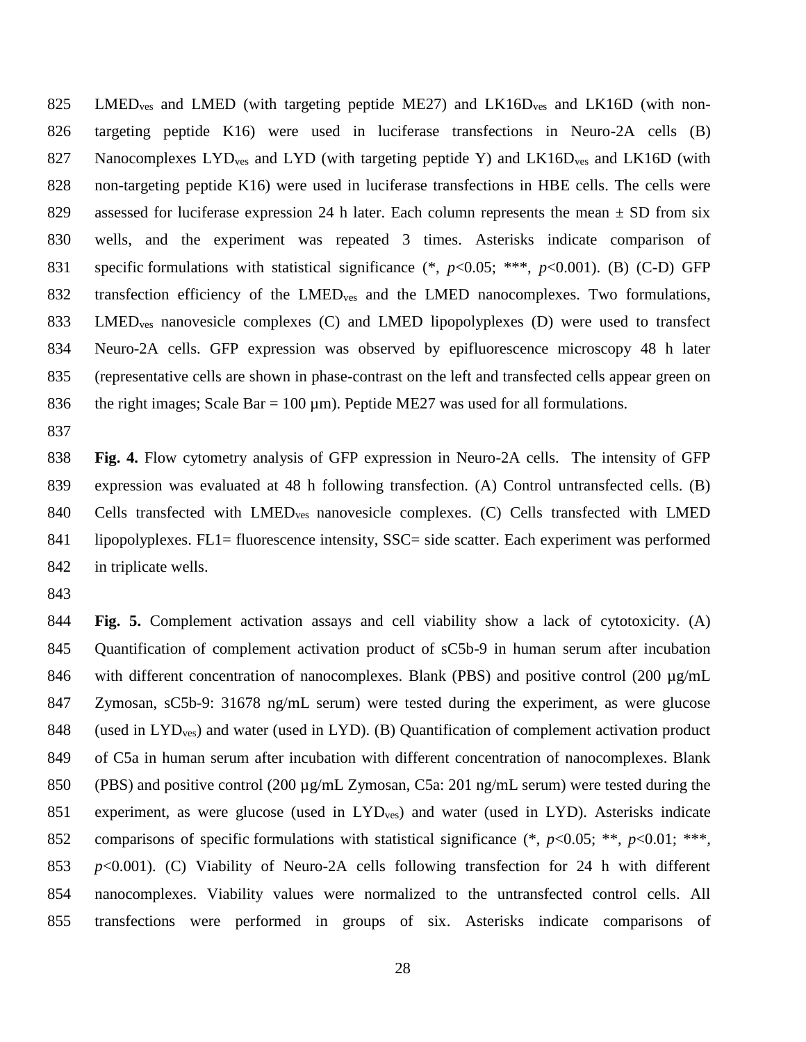$LMED_{ves}$ and LMED (with targeting peptide ME27) and $LK16D_{ves}$ and LK16D (with non-targeting peptide K16) were used in luciferase transfections in Neuro-2A cells (B) Nanocomplexes $LYD_{ves}$ and LYD (with targeting peptide Y) and $LK16D_{ves}$ and LK16D (with non-targeting peptide K16) were used in luciferase transfections in HBE cells. The cells were assessed for luciferase expression 24 h later. Each column represents the mean ± SD from six wells, and the experiment was repeated 3 times. Asterisks indicate comparison of specific formulations with statistical significance (*, $p$<0.05; ***, $p$<0.001). (B) (C-D) GFP transfection efficiency of the $LMED_{ves}$ and the LMED nanocomplexes. Two formulations, $LMED_{ves}$ nanovesicle complexes (C) and LMED lipopolyplexes (D) were used to transfect Neuro-2A cells. GFP expression was observed by epifluorescence microscopy 48 h later (representative cells are shown in phase-contrast on the left and transfected cells appear green on the right images; Scale Bar = 100 µm). Peptide ME27 was used for all formulations.

**Fig. 4.** Flow cytometry analysis of GFP expression in Neuro-2A cells. The intensity of GFP expression was evaluated at 48 h following transfection. (A) Control untransfected cells. (B) Cells transfected with $LMED_{ves}$ nanovesicle complexes. (C) Cells transfected with LMED lipopolyplexes. FL1= fluorescence intensity, SSC= side scatter. Each experiment was performed in triplicate wells.

**Fig. 5.** Complement activation assays and cell viability show a lack of cytotoxicity. (A) Quantification of complement activation product of sC5b-9 in human serum after incubation with different concentration of nanocomplexes. Blank (PBS) and positive control (200 µg/mL Zymosan, sC5b-9: 31678 ng/mL serum) were tested during the experiment, as were glucose (used in $LYD_{ves}$) and water (used in LYD). (B) Quantification of complement activation product of C5a in human serum after incubation with different concentration of nanocomplexes. Blank (PBS) and positive control (200 µg/mL Zymosan, C5a: 201 ng/mL serum) were tested during the experiment, as were glucose (used in $LYD_{ves}$) and water (used in LYD). Asterisks indicate comparisons of specific formulations with statistical significance (*, $p$<0.05; **, $p$<0.01; ***, $p$<0.001). (C) Viability of Neuro-2A cells following transfection for 24 h with different nanocomplexes. Viability values were normalized to the untransfected control cells. All transfections were performed in groups of six. Asterisks indicate comparisons of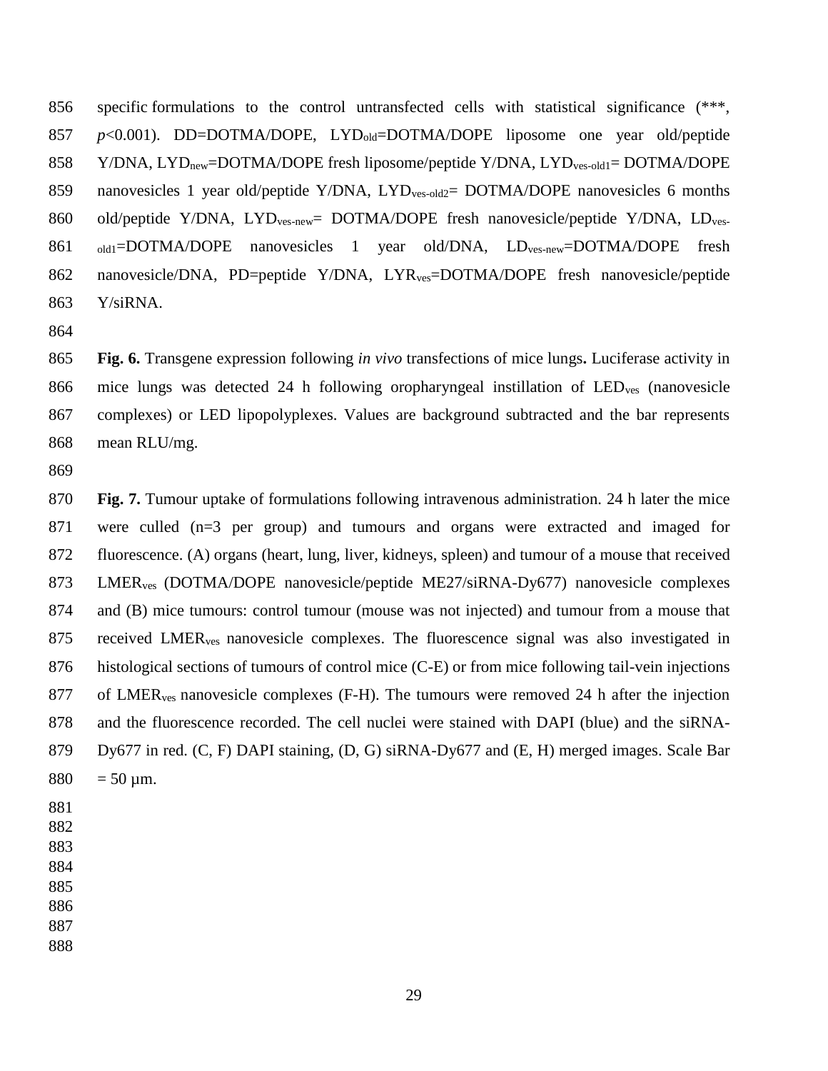specific formulations to the control untransfected cells with statistical significance (***, $p$<0.001). DD=DOTMA/DOPE, $LYD_{old}$=DOTMA/DOPE liposome one year old/peptide Y/DNA, $LYD_{new}$=DOTMA/DOPE fresh liposome/peptide Y/DNA, $LYD_{ves\text{-}old1}$= DOTMA/DOPE nanovesicles 1 year old/peptide Y/DNA, $LYD_{ves\text{-}old2}$= DOTMA/DOPE nanovesicles 6 months old/peptide Y/DNA, $LYD_{ves\text{-}new}$= DOTMA/DOPE fresh nanovesicle/peptide Y/DNA, $LD_{ves\text{-}old1}$=DOTMA/DOPE nanovesicles 1 year old/DNA, $LD_{ves\text{-}new}$=DOTMA/DOPE fresh nanovesicle/DNA, PD=peptide Y/DNA, $LYR_{ves}$=DOTMA/DOPE fresh nanovesicle/peptide Y/siRNA.

**Fig. 6.** Transgene expression following *in vivo* transfections of mice lungs**.** Luciferase activity in mice lungs was detected 24 h following oropharyngeal instillation of $LED_{ves}$ (nanovesicle complexes) or LED lipopolyplexes. Values are background subtracted and the bar represents mean RLU/mg.

**Fig. 7.** Tumour uptake of formulations following intravenous administration. 24 h later the mice were culled (n=3 per group) and tumours and organs were extracted and imaged for fluorescence. (A) organs (heart, lung, liver, kidneys, spleen) and tumour of a mouse that received $LMER_{ves}$ (DOTMA/DOPE nanovesicle/peptide ME27/siRNA-Dy677) nanovesicle complexes and (B) mice tumours: control tumour (mouse was not injected) and tumour from a mouse that received $LMER_{ves}$ nanovesicle complexes. The fluorescence signal was also investigated in histological sections of tumours of control mice (C-E) or from mice following tail-vein injections of $LMER_{ves}$ nanovesicle complexes (F-H). The tumours were removed 24 h after the injection and the fluorescence recorded. The cell nuclei were stained with DAPI (blue) and the siRNA-Dy677 in red. (C, F) DAPI staining, (D, G) siRNA-Dy677 and (E, H) merged images. Scale Bar = 50 µm.